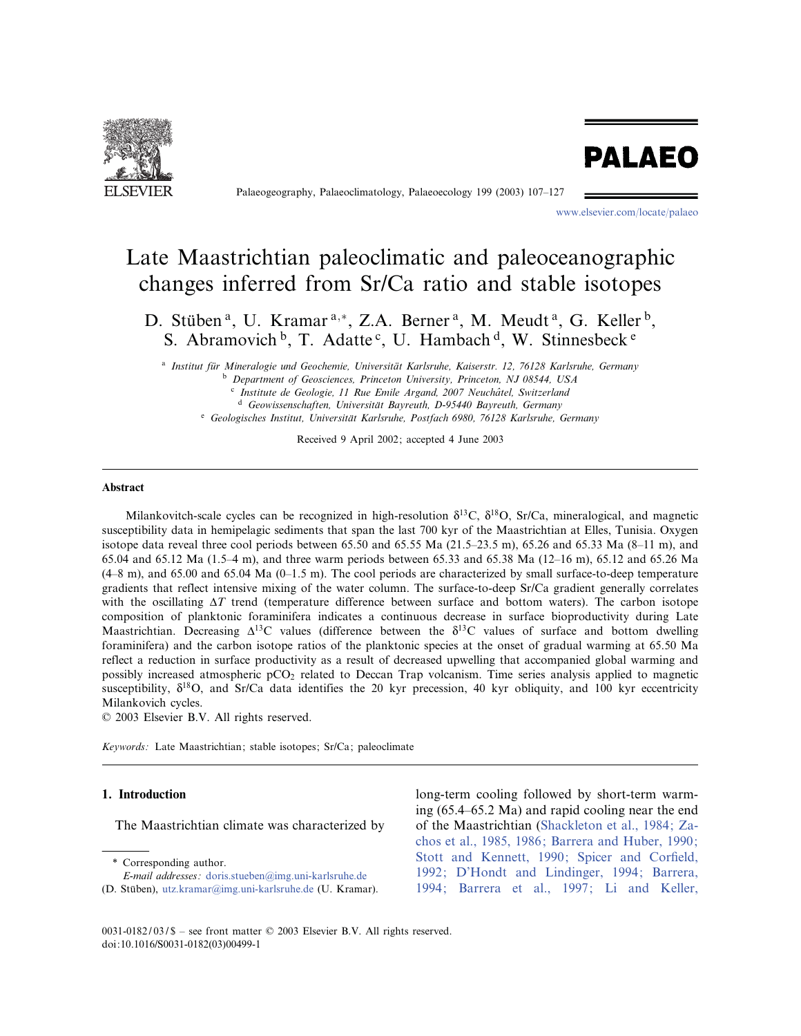# Late Maastrichtian paleoclimatic and paleoceanographic changes inferred from Sr/Ca ratio and stable isotopes

D. Stüben [a], U. Kramar [a,*], Z.A. Berner [a], M. Meudt [a], G. Keller [b], S. Abramovich [b], T. Adatte [c], U. Hambach [d], W. Stinnesbeck [e]

[a] Institut für Mineralogie und Geochemie, Universität Karlsruhe, Kaiserstr. 12, 76128 Karlsruhe, Germany
[b] Department of Geosciences, Princeton University, Princeton, NJ 08544, USA
[c] Institute de Geologie, 11 Rue Emile Argand, 2007 Neuchâtel, Switzerland
[d] Geowissenschaften, Universität Bayreuth, D-95440 Bayreuth, Germany
[e] Geologisches Institut, Universität Karlsruhe, Postfach 6980, 76128 Karlsruhe, Germany

Received 9 April 2002; accepted 4 June 2003

## Abstract

Milankovitch-scale cycles can be recognized in high-resolution $\delta^{13}C$, $\delta^{18}O$, Sr/Ca, mineralogical, and magnetic susceptibility data in hemipelagic sediments that span the last 700 kyr of the Maastrichtian at Elles, Tunisia. Oxygen isotope data reveal three cool periods between 65.50 and 65.55 Ma (21.5–23.5 m), 65.26 and 65.33 Ma (8–11 m), and 65.04 and 65.12 Ma (1.5–4 m), and three warm periods between 65.33 and 65.38 Ma (12–16 m), 65.12 and 65.26 Ma (4–8 m), and 65.00 and 65.04 Ma (0–1.5 m). The cool periods are characterized by small surface-to-deep temperature gradients that reflect intensive mixing of the water column. The surface-to-deep Sr/Ca gradient generally correlates with the oscillating $\Delta T$ trend (temperature difference between surface and bottom waters). The carbon isotope composition of planktonic foraminifera indicates a continuous decrease in surface bioproductivity during Late Maastrichtian. Decreasing $\Delta^{13}C$ values (difference between the $\delta^{13}C$ values of surface and bottom dwelling foraminifera) and the carbon isotope ratios of the planktonic species at the onset of gradual warming at 65.50 Ma reflect a reduction in surface productivity as a result of decreased upwelling that accompanied global warming and possibly increased atmospheric $pCO_2$ related to Deccan Trap volcanism. Time series analysis applied to magnetic susceptibility, $\delta^{18}O$, and Sr/Ca data identifies the 20 kyr precession, 40 kyr obliquity, and 100 kyr eccentricity Milankovich cycles.

© 2003 Elsevier B.V. All rights reserved.

*Keywords:* Late Maastrichtian; stable isotopes; Sr/Ca; paleoclimate

## 1. Introduction

The Maastrichtian climate was characterized by long-term cooling followed by short-term warming (65.4–65.2 Ma) and rapid cooling near the end of the Maastrichtian (Shackleton et al., 1984; Zachos et al., 1985, 1986; Barrera and Huber, 1990; Stott and Kennett, 1990; Spicer and Corfield, 1992; D'Hondt and Lindinger, 1994; Barrera, 1994; Barrera et al., 1997; Li and Keller,

\* Corresponding author.
*E-mail addresses:* doris.stueben@img.uni-karlsruhe.de (D. Stüben), utz.kramar@img.uni-karlsruhe.de (U. Kramar).

0031-0182/03/$ – see front matter © 2003 Elsevier B.V. All rights reserved.
doi:10.1016/S0031-0182(03)00499-1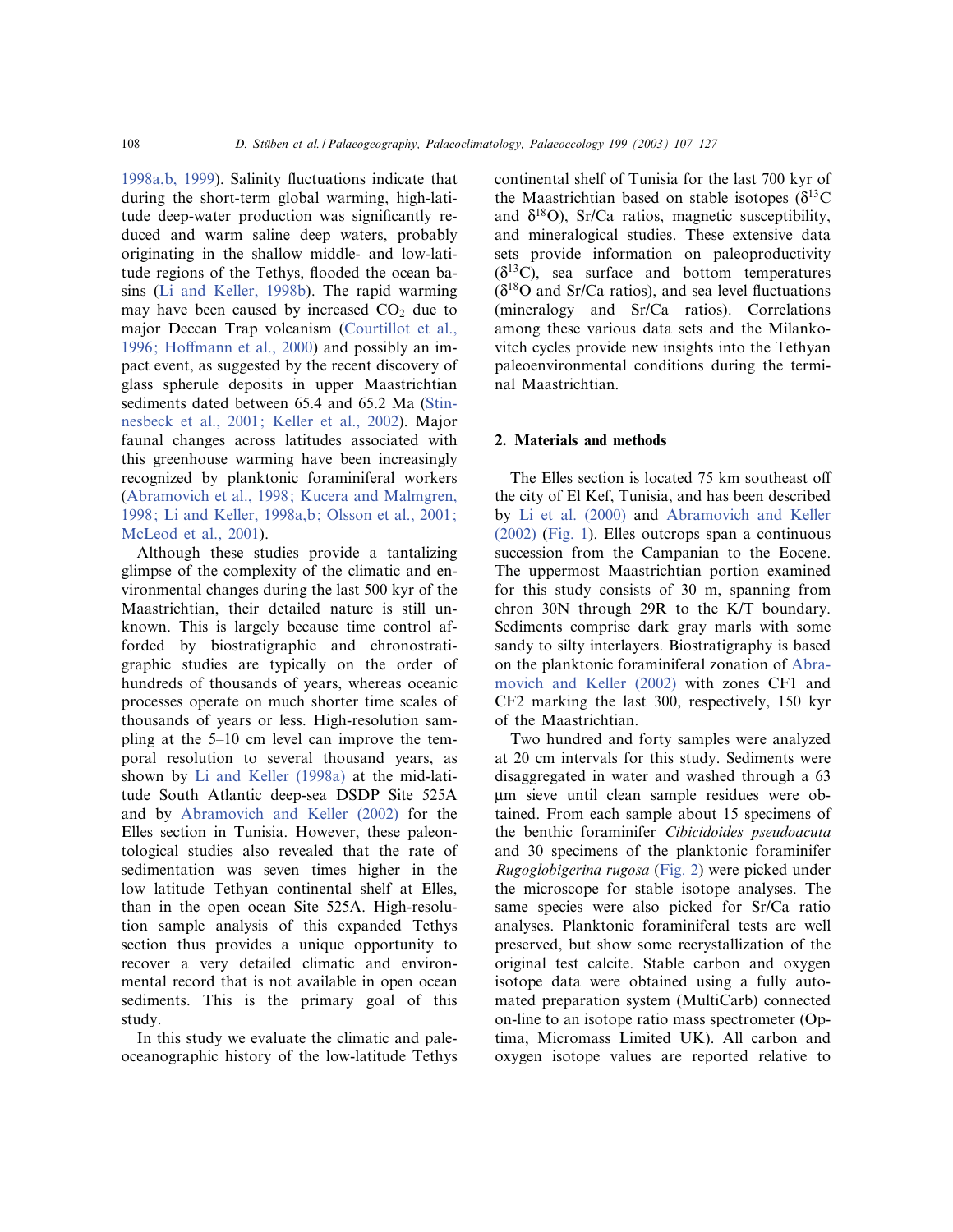1998a,b, 1999). Salinity fluctuations indicate that during the short-term global warming, high-latitude deep-water production was significantly reduced and warm saline deep waters, probably originating in the shallow middle- and low-latitude regions of the Tethys, flooded the ocean basins (Li and Keller, 1998b). The rapid warming may have been caused by increased $CO_2$ due to major Deccan Trap volcanism (Courtillot et al., 1996; Hoffmann et al., 2000) and possibly an impact event, as suggested by the recent discovery of glass spherule deposits in upper Maastrichtian sediments dated between 65.4 and 65.2 Ma (Stinnesbeck et al., 2001; Keller et al., 2002). Major faunal changes across latitudes associated with this greenhouse warming have been increasingly recognized by planktonic foraminiferal workers (Abramovich et al., 1998; Kucera and Malmgren, 1998; Li and Keller, 1998a,b; Olsson et al., 2001; McLeod et al., 2001).

Although these studies provide a tantalizing glimpse of the complexity of the climatic and environmental changes during the last 500 kyr of the Maastrichtian, their detailed nature is still unknown. This is largely because time control afforded by biostratigraphic and chronostratigraphic studies are typically on the order of hundreds of thousands of years, whereas oceanic processes operate on much shorter time scales of thousands of years or less. High-resolution sampling at the 5–10 cm level can improve the temporal resolution to several thousand years, as shown by Li and Keller (1998a) at the mid-latitude South Atlantic deep-sea DSDP Site 525A and by Abramovich and Keller (2002) for the Elles section in Tunisia. However, these paleontological studies also revealed that the rate of sedimentation was seven times higher in the low latitude Tethyan continental shelf at Elles, than in the open ocean Site 525A. High-resolution sample analysis of this expanded Tethys section thus provides a unique opportunity to recover a very detailed climatic and environmental record that is not available in open ocean sediments. This is the primary goal of this study.

In this study we evaluate the climatic and paleoceanographic history of the low-latitude Tethys continental shelf of Tunisia for the last 700 kyr of the Maastrichtian based on stable isotopes ($\delta^{13}C$ and $\delta^{18}O$), Sr/Ca ratios, magnetic susceptibility, and mineralogical studies. These extensive data sets provide information on paleoproductivity ($\delta^{13}C$), sea surface and bottom temperatures ($\delta^{18}O$ and Sr/Ca ratios), and sea level fluctuations (mineralogy and Sr/Ca ratios). Correlations among these various data sets and the Milankovitch cycles provide new insights into the Tethyan paleoenvironmental conditions during the terminal Maastrichtian.

## 2. Materials and methods

The Elles section is located 75 km southeast off the city of El Kef, Tunisia, and has been described by Li et al. (2000) and Abramovich and Keller (2002) (Fig. 1). Elles outcrops span a continuous succession from the Campanian to the Eocene. The uppermost Maastrichtian portion examined for this study consists of 30 m, spanning from chron 30N through 29R to the K/T boundary. Sediments comprise dark gray marls with some sandy to silty interlayers. Biostratigraphy is based on the planktonic foraminiferal zonation of Abramovich and Keller (2002) with zones CF1 and CF2 marking the last 300, respectively, 150 kyr of the Maastrichtian.

Two hundred and forty samples were analyzed at 20 cm intervals for this study. Sediments were disaggregated in water and washed through a 63 μm sieve until clean sample residues were obtained. From each sample about 15 specimens of the benthic foraminifer *Cibicidoides pseudoacuta* and 30 specimens of the planktonic foraminifer *Rugoglobigerina rugosa* (Fig. 2) were picked under the microscope for stable isotope analyses. The same species were also picked for Sr/Ca ratio analyses. Planktonic foraminiferal tests are well preserved, but show some recrystallization of the original test calcite. Stable carbon and oxygen isotope data were obtained using a fully automated preparation system (MultiCarb) connected on-line to an isotope ratio mass spectrometer (Optima, Micromass Limited UK). All carbon and oxygen isotope values are reported relative to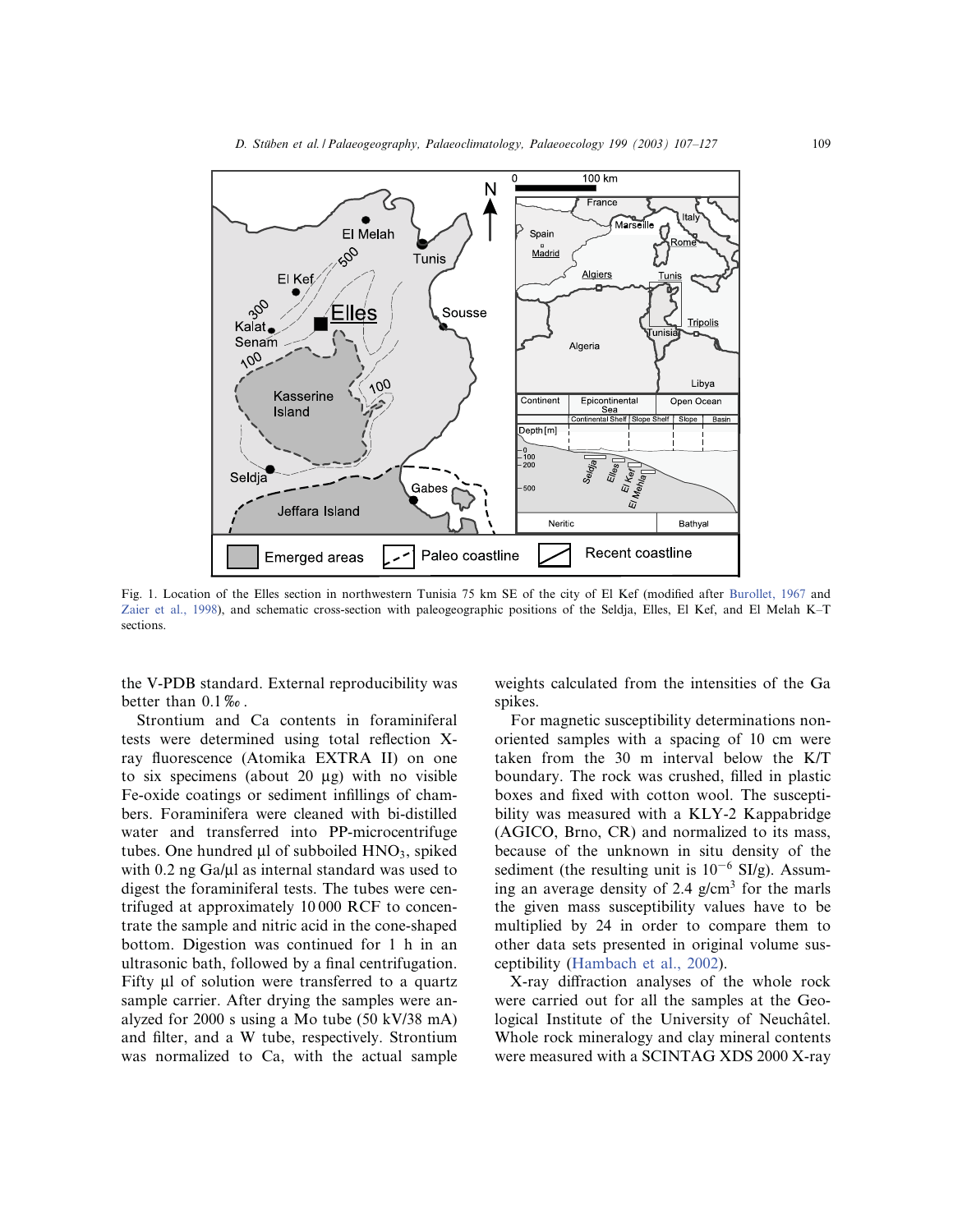Fig. 1. Location of the Elles section in northwestern Tunisia 75 km SE of the city of El Kef (modified after Burollet, 1967 and Zaier et al., 1998), and schematic cross-section with paleogeographic positions of the Seldja, Elles, El Kef, and El Melah K–T sections.

the V-PDB standard. External reproducibility was better than 0.1‰.

Strontium and Ca contents in foraminiferal tests were determined using total reflection X-ray fluorescence (Atomika EXTRA II) on one to six specimens (about 20 μg) with no visible Fe-oxide coatings or sediment infillings of chambers. Foraminifera were cleaned with bi-distilled water and transferred into PP-microcentrifuge tubes. One hundred μl of subboiled $HNO_3$, spiked with 0.2 ng Ga/μl as internal standard was used to digest the foraminiferal tests. The tubes were centrifuged at approximately 10 000 RCF to concentrate the sample and nitric acid in the cone-shaped bottom. Digestion was continued for 1 h in an ultrasonic bath, followed by a final centrifugation. Fifty μl of solution were transferred to a quartz sample carrier. After drying the samples were analyzed for 2000 s using a Mo tube (50 kV/38 mA) and filter, and a W tube, respectively. Strontium was normalized to Ca, with the actual sample weights calculated from the intensities of the Ga spikes.

For magnetic susceptibility determinations non-oriented samples with a spacing of 10 cm were taken from the 30 m interval below the K/T boundary. The rock was crushed, filled in plastic boxes and fixed with cotton wool. The susceptibility was measured with a KLY-2 Kappabridge (AGICO, Brno, CR) and normalized to its mass, because of the unknown in situ density of the sediment (the resulting unit is $10^{-6}$ SI/g). Assuming an average density of 2.4 g/cm$^3$ for the marls the given mass susceptibility values have to be multiplied by 24 in order to compare them to other data sets presented in original volume susceptibility (Hambach et al., 2002).

X-ray diffraction analyses of the whole rock were carried out for all the samples at the Geological Institute of the University of Neuchâtel. Whole rock mineralogy and clay mineral contents were measured with a SCINTAG XDS 2000 X-ray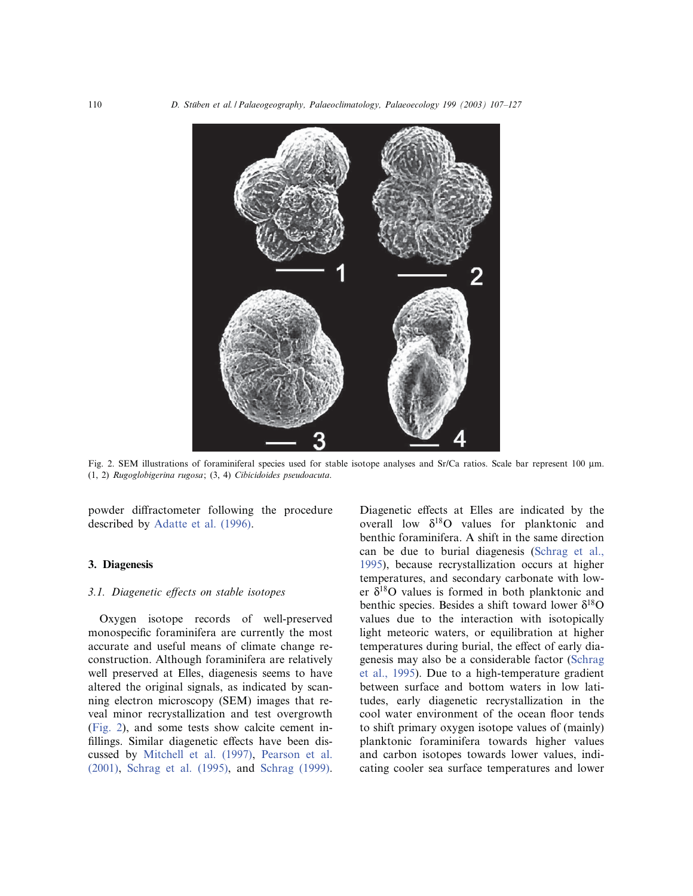Fig. 2. SEM illustrations of foraminiferal species used for stable isotope analyses and Sr/Ca ratios. Scale bar represent 100 μm. (1, 2) *Rugoglobigerina rugosa*; (3, 4) *Cibicidoides pseudoacuta*.

powder diffractometer following the procedure described by Adatte et al. (1996).

## 3. Diagenesis

### 3.1. Diagenetic effects on stable isotopes

Oxygen isotope records of well-preserved monospecific foraminifera are currently the most accurate and useful means of climate change reconstruction. Although foraminifera are relatively well preserved at Elles, diagenesis seems to have altered the original signals, as indicated by scanning electron microscopy (SEM) images that reveal minor recrystallization and test overgrowth (Fig. 2), and some tests show calcite cement infillings. Similar diagenetic effects have been discussed by Mitchell et al. (1997), Pearson et al. (2001), Schrag et al. (1995), and Schrag (1999). Diagenetic effects at Elles are indicated by the overall low $\delta^{18}O$ values for planktonic and benthic foraminifera. A shift in the same direction can be due to burial diagenesis (Schrag et al., 1995), because recrystallization occurs at higher temperatures, and secondary carbonate with lower $\delta^{18}O$ values is formed in both planktonic and benthic species. Besides a shift toward lower $\delta^{18}O$ values due to the interaction with isotopically light meteoric waters, or equilibration at higher temperatures during burial, the effect of early diagenesis may also be a considerable factor (Schrag et al., 1995). Due to a high-temperature gradient between surface and bottom waters in low latitudes, early diagenetic recrystallization in the cool water environment of the ocean floor tends to shift primary oxygen isotope values of (mainly) planktonic foraminifera towards higher values and carbon isotopes towards lower values, indicating cooler sea surface temperatures and lower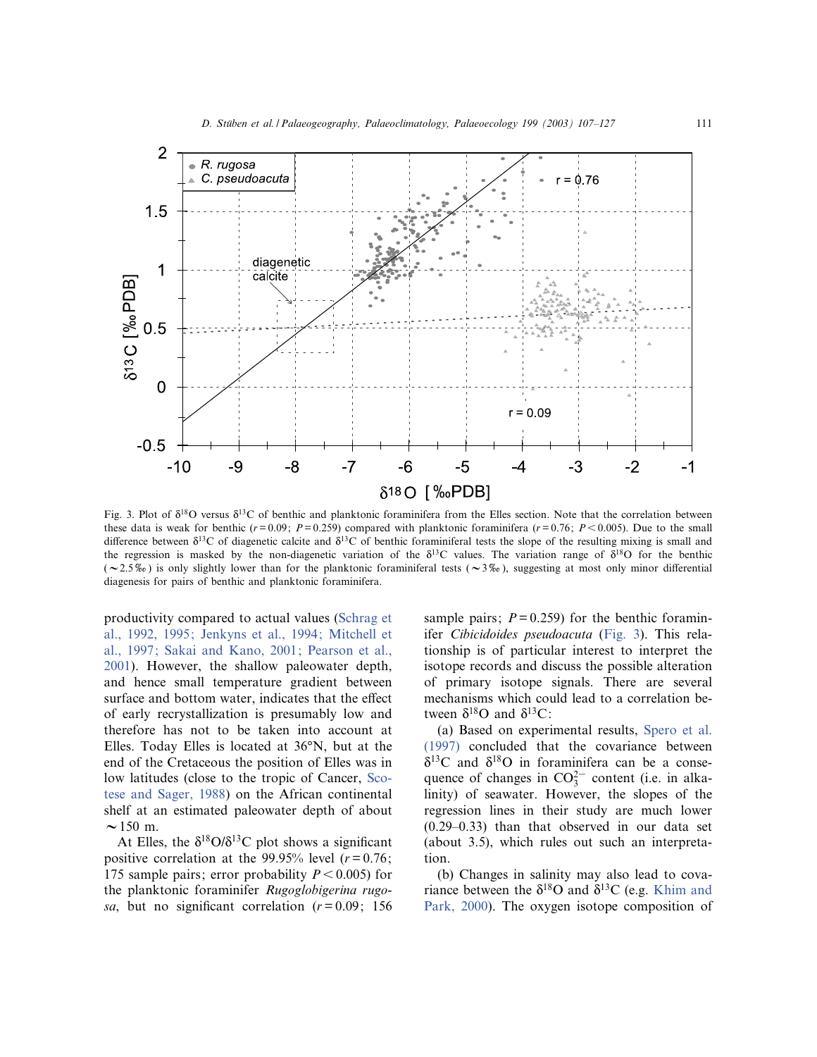Fig. 3. Plot of $\delta^{18}O$ versus $\delta^{13}C$ of benthic and planktonic foraminifera from the Elles section. Note that the correlation between these data is weak for benthic ($r = 0.09$; $P = 0.259$) compared with planktonic foraminifera ($r = 0.76$; $P < 0.005$). Due to the small difference between $\delta^{13}C$ of diagenetic calcite and $\delta^{13}C$ of benthic foraminiferal tests the slope of the resulting mixing is small and the regression is masked by the non-diagenetic variation of the $\delta^{13}C$ values. The variation range of $\delta^{18}O$ for the benthic (~2.5‰) is only slightly lower than for the planktonic foraminiferal tests (~3‰), suggesting at most only minor differential diagenesis for pairs of benthic and planktonic foraminifera.

productivity compared to actual values (Schrag et al., 1992, 1995; Jenkyns et al., 1994; Mitchell et al., 1997; Sakai and Kano, 2001; Pearson et al., 2001). However, the shallow paleowater depth, and hence small temperature gradient between surface and bottom water, indicates that the effect of early recrystallization is presumably low and therefore has not to be taken into account at Elles. Today Elles is located at 36°N, but at the end of the Cretaceous the position of Elles was in low latitudes (close to the tropic of Cancer, Scotese and Sager, 1988) on the African continental shelf at an estimated paleowater depth of about ~150 m.

At Elles, the $\delta^{18}O/\delta^{13}C$ plot shows a significant positive correlation at the 99.95% level ($r = 0.76$; 175 sample pairs; error probability $P < 0.005$) for the planktonic foraminifer *Rugoglobigerina rugosa*, but no significant correlation ($r = 0.09$; 156 sample pairs; $P = 0.259$) for the benthic foraminifer *Cibicidoides pseudoacuta* (Fig. 3). This relationship is of particular interest to interpret the isotope records and discuss the possible alteration of primary isotope signals. There are several mechanisms which could lead to a correlation between $\delta^{18}O$ and $\delta^{13}C$:

(a) Based on experimental results, Spero et al. (1997) concluded that the covariance between $\delta^{13}C$ and $\delta^{18}O$ in foraminifera can be a consequence of changes in $CO_3^{2-}$ content (i.e. in alkalinity) of seawater. However, the slopes of the regression lines in their study are much lower (0.29–0.33) than that observed in our data set (about 3.5), which rules out such an interpretation.

(b) Changes in salinity may also lead to covariance between the $\delta^{18}O$ and $\delta^{13}C$ (e.g. Khim and Park, 2000). The oxygen isotope composition of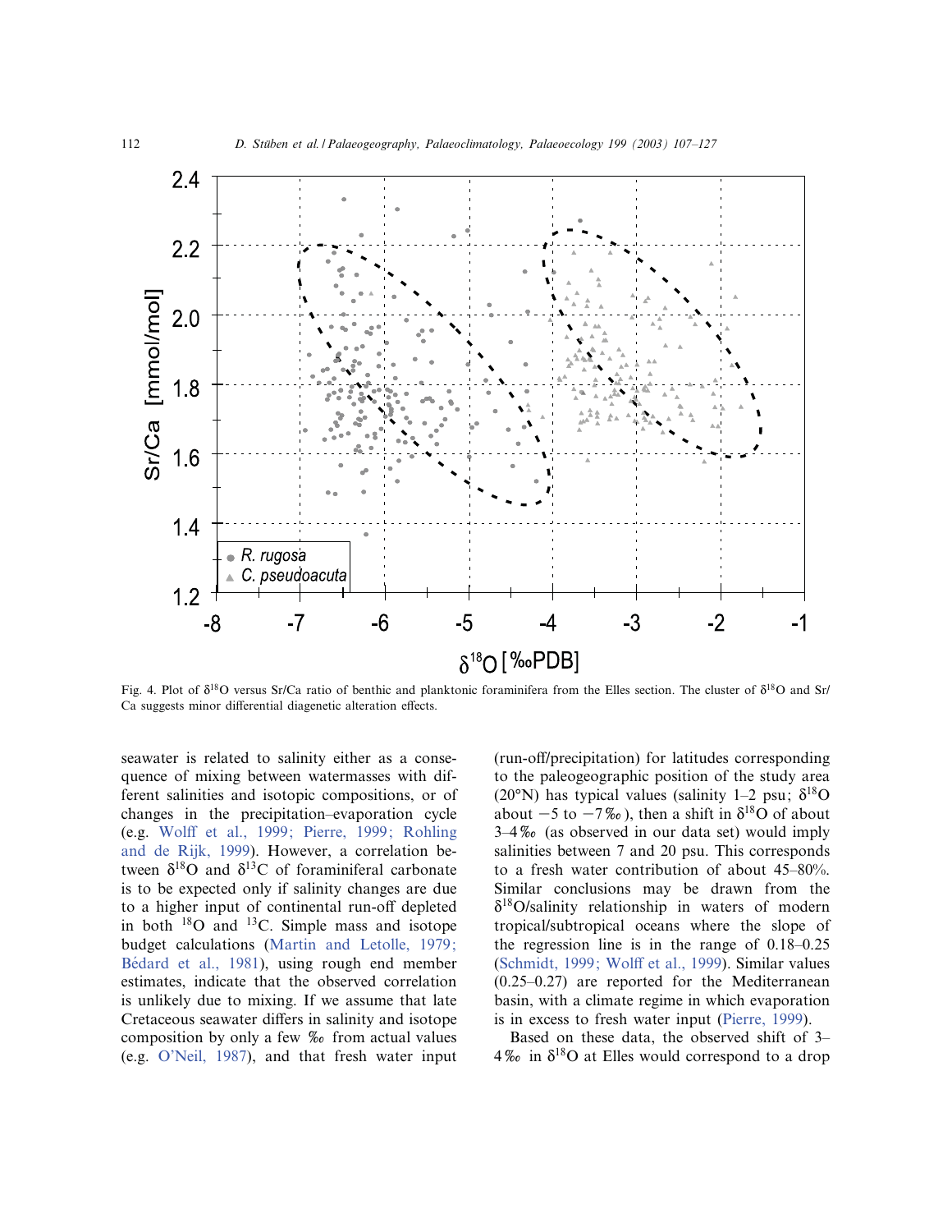Fig. 4. Plot of $\delta^{18}O$ versus Sr/Ca ratio of benthic and planktonic foraminifera from the Elles section. The cluster of $\delta^{18}O$ and Sr/Ca suggests minor differential diagenetic alteration effects.

seawater is related to salinity either as a consequence of mixing between watermasses with different salinities and isotopic compositions, or of changes in the precipitation–evaporation cycle (e.g. Wolff et al., 1999; Pierre, 1999; Rohling and de Rijk, 1999). However, a correlation between $\delta^{18}O$ and $\delta^{13}C$ of foraminiferal carbonate is to be expected only if salinity changes are due to a higher input of continental run-off depleted in both $^{18}O$ and $^{13}C$. Simple mass and isotope budget calculations (Martin and Letolle, 1979; Bédard et al., 1981), using rough end member estimates, indicate that the observed correlation is unlikely due to mixing. If we assume that late Cretaceous seawater differs in salinity and isotope composition by only a few ‰ from actual values (e.g. O'Neil, 1987), and that fresh water input (run-off/precipitation) for latitudes corresponding to the paleogeographic position of the study area (20°N) has typical values (salinity 1–2 psu; $\delta^{18}O$ about −5 to −7‰), then a shift in $\delta^{18}O$ of about 3–4‰ (as observed in our data set) would imply salinities between 7 and 20 psu. This corresponds to a fresh water contribution of about 45–80%. Similar conclusions may be drawn from the $\delta^{18}O$/salinity relationship in waters of modern tropical/subtropical oceans where the slope of the regression line is in the range of 0.18–0.25 (Schmidt, 1999; Wolff et al., 1999). Similar values (0.25–0.27) are reported for the Mediterranean basin, with a climate regime in which evaporation is in excess to fresh water input (Pierre, 1999).

Based on these data, the observed shift of 3–4‰ in $\delta^{18}O$ at Elles would correspond to a drop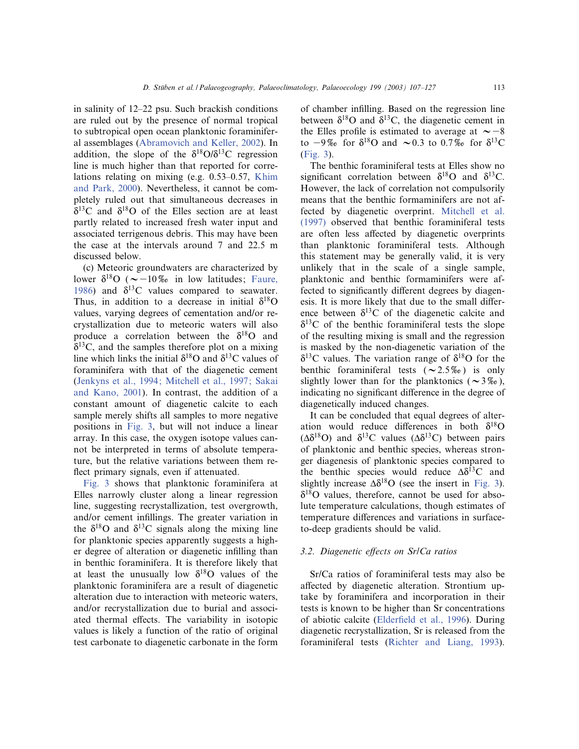in salinity of 12–22 psu. Such brackish conditions are ruled out by the presence of normal tropical to subtropical open ocean planktonic foraminiferal assemblages (Abramovich and Keller, 2002). In addition, the slope of the $\delta^{18}$O/$\delta^{13}$C regression line is much higher than that reported for correlations relating on mixing (e.g. 0.53–0.57, Khim and Park, 2000). Nevertheless, it cannot be completely ruled out that simultaneous decreases in $\delta^{13}$C and $\delta^{18}$O of the Elles section are at least partly related to increased fresh water input and associated terrigenous debris. This may have been the case at the intervals around 7 and 22.5 m discussed below.

(c) Meteoric groundwaters are characterized by lower $\delta^{18}$O ($\sim -10$‰ in low latitudes; Faure, 1986) and $\delta^{13}$C values compared to seawater. Thus, in addition to a decrease in initial $\delta^{18}$O values, varying degrees of cementation and/or recrystallization due to meteoric waters will also produce a correlation between the $\delta^{18}$O and $\delta^{13}$C, and the samples therefore plot on a mixing line which links the initial $\delta^{18}$O and $\delta^{13}$C values of foraminifera with that of the diagenetic cement (Jenkyns et al., 1994; Mitchell et al., 1997; Sakai and Kano, 2001). In contrast, the addition of a constant amount of diagenetic calcite to each sample merely shifts all samples to more negative positions in Fig. 3, but will not induce a linear array. In this case, the oxygen isotope values cannot be interpreted in terms of absolute temperature, but the relative variations between them reflect primary signals, even if attenuated.

Fig. 3 shows that planktonic foraminifera at Elles narrowly cluster along a linear regression line, suggesting recrystallization, test overgrowth, and/or cement infillings. The greater variation in the $\delta^{18}$O and $\delta^{13}$C signals along the mixing line for planktonic species apparently suggests a higher degree of alteration or diagenetic infilling than in benthic foraminifera. It is therefore likely that at least the unusually low $\delta^{18}$O values of the planktonic foraminifera are a result of diagenetic alteration due to interaction with meteoric waters, and/or recrystallization due to burial and associated thermal effects. The variability in isotopic values is likely a function of the ratio of original test carbonate to diagenetic carbonate in the form of chamber infilling. Based on the regression line between $\delta^{18}$O and $\delta^{13}$C, the diagenetic cement in the Elles profile is estimated to average at $\sim -8$ to $-9$‰ for $\delta^{18}$O and $\sim 0.3$ to 0.7‰ for $\delta^{13}$C (Fig. 3).

The benthic foraminiferal tests at Elles show no significant correlation between $\delta^{18}$O and $\delta^{13}$C. However, the lack of correlation not compulsorily means that the benthic formaminifers are not affected by diagenetic overprint. Mitchell et al. (1997) observed that benthic foraminiferal tests are often less affected by diagenetic overprints than planktonic foraminiferal tests. Although this statement may be generally valid, it is very unlikely that in the scale of a single sample, planktonic and benthic formaminifers were affected to significantly different degrees by diagenesis. It is more likely that due to the small difference between $\delta^{13}$C of the diagenetic calcite and $\delta^{13}$C of the benthic foraminiferal tests the slope of the resulting mixing is small and the regression is masked by the non-diagenetic variation of the $\delta^{13}$C values. The variation range of $\delta^{18}$O for the benthic foraminiferal tests ($\sim 2.5$‰) is only slightly lower than for the planktonics ($\sim 3$‰), indicating no significant difference in the degree of diagenetically induced changes.

It can be concluded that equal degrees of alteration would reduce differences in both $\delta^{18}$O ($\Delta\delta^{18}$O) and $\delta^{13}$C values ($\Delta\delta^{13}$C) between pairs of planktonic and benthic species, whereas stronger diagenesis of planktonic species compared to the benthic species would reduce $\Delta\delta^{13}$C and slightly increase $\Delta\delta^{18}$O (see the insert in Fig. 3). $\delta^{18}$O values, therefore, cannot be used for absolute temperature calculations, though estimates of temperature differences and variations in surface-to-deep gradients should be valid.

### 3.2. Diagenetic effects on Sr/Ca ratios

Sr/Ca ratios of foraminiferal tests may also be affected by diagenetic alteration. Strontium uptake by foraminifera and incorporation in their tests is known to be higher than Sr concentrations of abiotic calcite (Elderfield et al., 1996). During diagenetic recrystallization, Sr is released from the foraminiferal tests (Richter and Liang, 1993).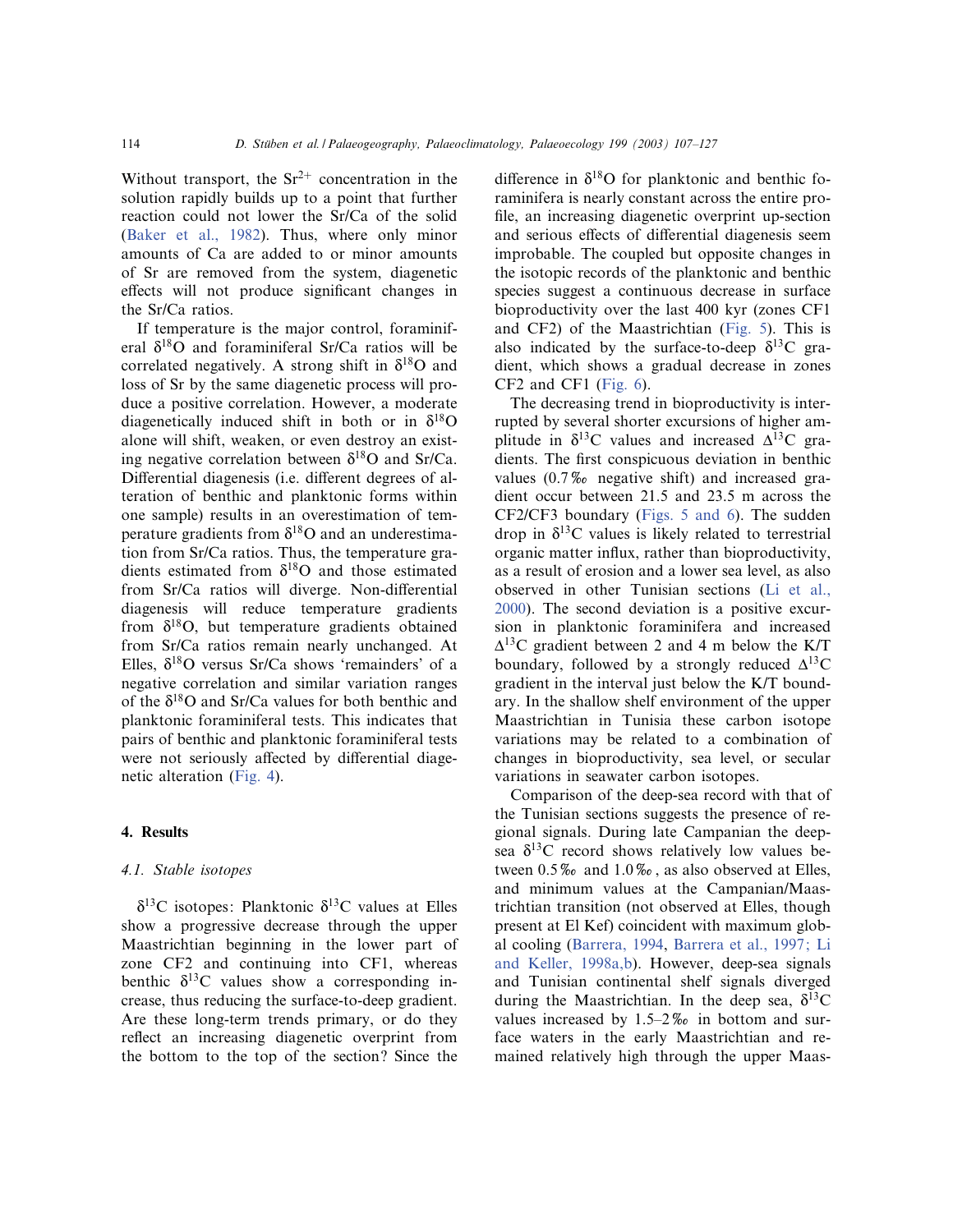Without transport, the $Sr^{2+}$ concentration in the solution rapidly builds up to a point that further reaction could not lower the Sr/Ca of the solid (Baker et al., 1982). Thus, where only minor amounts of Ca are added to or minor amounts of Sr are removed from the system, diagenetic effects will not produce significant changes in the Sr/Ca ratios.

If temperature is the major control, foraminiferal $\delta^{18}O$ and foraminiferal Sr/Ca ratios will be correlated negatively. A strong shift in $\delta^{18}O$ and loss of Sr by the same diagenetic process will produce a positive correlation. However, a moderate diagenetically induced shift in both or in $\delta^{18}O$ alone will shift, weaken, or even destroy an existing negative correlation between $\delta^{18}O$ and Sr/Ca. Differential diagenesis (i.e. different degrees of alteration of benthic and planktonic forms within one sample) results in an overestimation of temperature gradients from $\delta^{18}O$ and an underestimation from Sr/Ca ratios. Thus, the temperature gradients estimated from $\delta^{18}O$ and those estimated from Sr/Ca ratios will diverge. Non-differential diagenesis will reduce temperature gradients from $\delta^{18}O$, but temperature gradients obtained from Sr/Ca ratios remain nearly unchanged. At Elles, $\delta^{18}O$ versus Sr/Ca shows 'remainders' of a negative correlation and similar variation ranges of the $\delta^{18}O$ and Sr/Ca values for both benthic and planktonic foraminiferal tests. This indicates that pairs of benthic and planktonic foraminiferal tests were not seriously affected by differential diagenetic alteration (Fig. 4).

## 4. Results

### 4.1. Stable isotopes

$\delta^{13}C$ isotopes: Planktonic $\delta^{13}C$ values at Elles show a progressive decrease through the upper Maastrichtian beginning in the lower part of zone CF2 and continuing into CF1, whereas benthic $\delta^{13}C$ values show a corresponding increase, thus reducing the surface-to-deep gradient. Are these long-term trends primary, or do they reflect an increasing diagenetic overprint from the bottom to the top of the section? Since the difference in $\delta^{18}O$ for planktonic and benthic foraminifera is nearly constant across the entire profile, an increasing diagenetic overprint up-section and serious effects of differential diagenesis seem improbable. The coupled but opposite changes in the isotopic records of the planktonic and benthic species suggest a continuous decrease in surface bioproductivity over the last 400 kyr (zones CF1 and CF2) of the Maastrichtian (Fig. 5). This is also indicated by the surface-to-deep $\delta^{13}C$ gradient, which shows a gradual decrease in zones CF2 and CF1 (Fig. 6).

The decreasing trend in bioproductivity is interrupted by several shorter excursions of higher amplitude in $\delta^{13}C$ values and increased $\Delta^{13}C$ gradients. The first conspicuous deviation in benthic values (0.7‰ negative shift) and increased gradient occur between 21.5 and 23.5 m across the CF2/CF3 boundary (Figs. 5 and 6). The sudden drop in $\delta^{13}C$ values is likely related to terrestrial organic matter influx, rather than bioproductivity, as a result of erosion and a lower sea level, as also observed in other Tunisian sections (Li et al., 2000). The second deviation is a positive excursion in planktonic foraminifera and increased $\Delta^{13}C$ gradient between 2 and 4 m below the K/T boundary, followed by a strongly reduced $\Delta^{13}C$ gradient in the interval just below the K/T boundary. In the shallow shelf environment of the upper Maastrichtian in Tunisia these carbon isotope variations may be related to a combination of changes in bioproductivity, sea level, or secular variations in seawater carbon isotopes.

Comparison of the deep-sea record with that of the Tunisian sections suggests the presence of regional signals. During late Campanian the deep-sea $\delta^{13}C$ record shows relatively low values between 0.5‰ and 1.0‰, as also observed at Elles, and minimum values at the Campanian/Maastrichtian transition (not observed at Elles, though present at El Kef) coincident with maximum global cooling (Barrera, 1994, Barrera et al., 1997; Li and Keller, 1998a,b). However, deep-sea signals and Tunisian continental shelf signals diverged during the Maastrichtian. In the deep sea, $\delta^{13}C$ values increased by 1.5–2‰ in bottom and surface waters in the early Maastrichtian and remained relatively high through the upper Maas-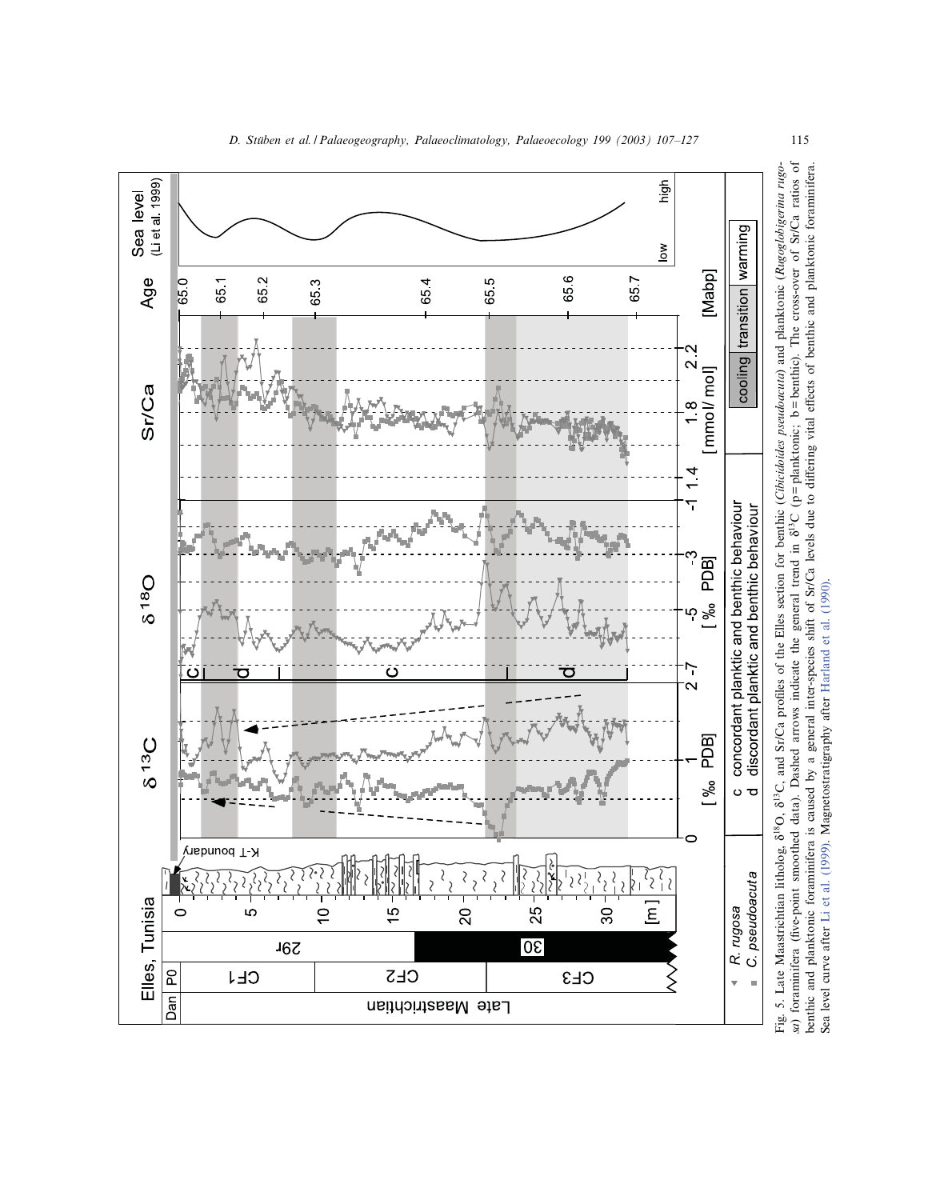Fig. 5. Late Maastrichtian litholog, $\delta^{18}O$, $\delta^{13}C$, and Sr/Ca profiles of the Elles section for benthic (*Cibicidoides pseudoacuta*) and planktonic (*Rugoglobigerina rugosa*) foraminifera (five-point smoothed data). Dashed arrows indicate the general trend in $\delta^{13}C$ (p = planktonic; b = benthic). The cross-over of Sr/Ca ratios of benthic and planktonic foraminifera is caused by a general inter-species shift of Sr/Ca levels due to differing vital effects of benthic and planktonic foraminifera. Sea level curve after Li et al. (1999). Magnetostratigraphy after Harland et al. (1990).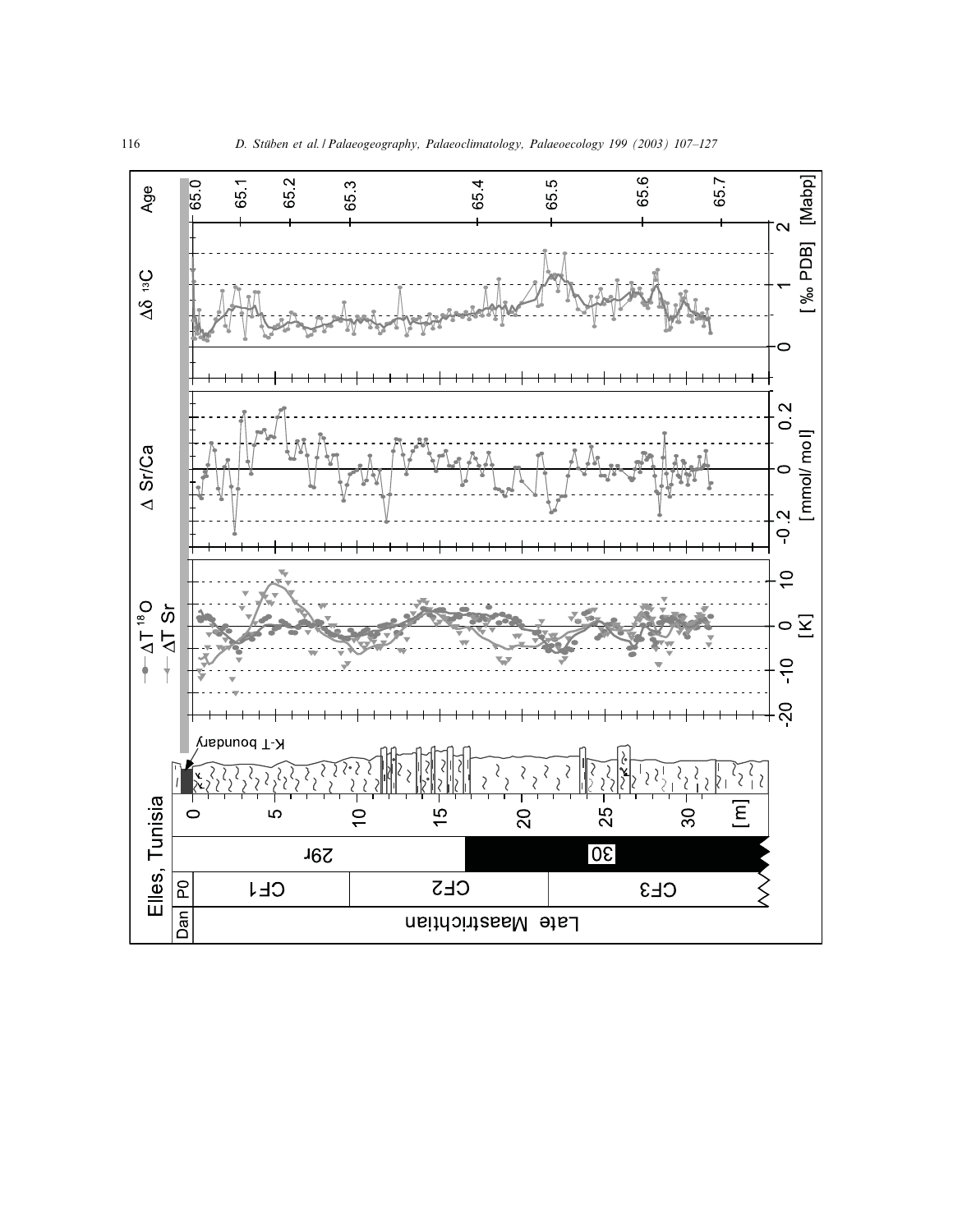Elles, Tunisia

| Dan | P0 | | | |
| --- | --- | --- | --- | --- |
| Late Maastrichtian | CF1 | CF2 | CF3 | |
| | 29r | | 30 | |

[m]: 0, 5, 10, 15, 20, 25, 30

K-T boundary

—●— $\Delta T\ ^{18}O$

—▼— $\Delta T$ Sr

[K]: -20, -10, 0, 10

$\Delta$ Sr/Ca

[mmol/mol]: -0.2, 0, 0.2

$\Delta\delta\ ^{13}C$

[‰ PDB]: 0, 1, 2

Age [Mabp]: 65.0, 65.1, 65.2, 65.3, 65.4, 65.5, 65.6, 65.7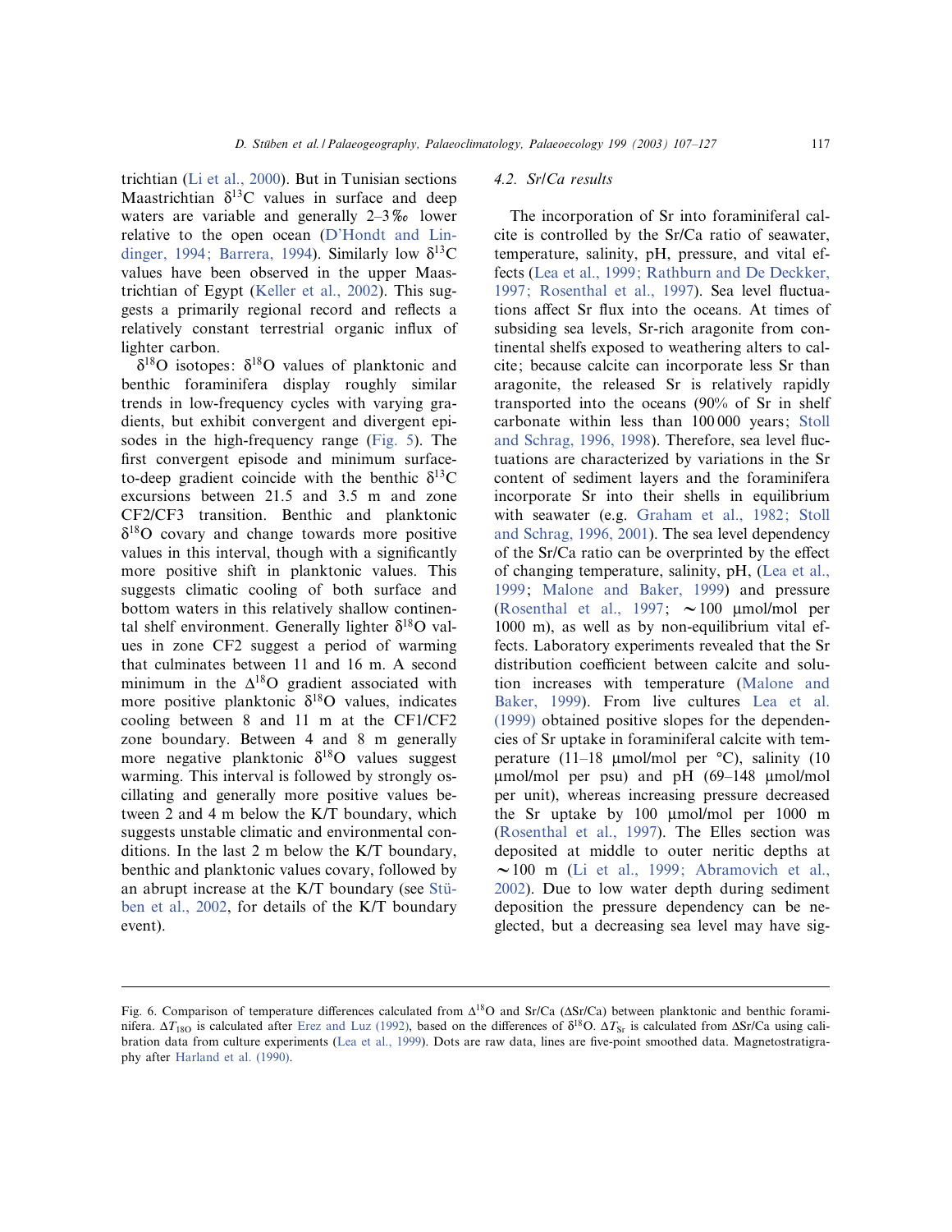trichtian (Li et al., 2000). But in Tunisian sections Maastrichtian $\delta^{13}C$ values in surface and deep waters are variable and generally 2–3‰ lower relative to the open ocean (D'Hondt and Lindinger, 1994; Barrera, 1994). Similarly low $\delta^{13}C$ values have been observed in the upper Maastrichtian of Egypt (Keller et al., 2002). This suggests a primarily regional record and reflects a relatively constant terrestrial organic influx of lighter carbon.

$\delta^{18}O$ isotopes: $\delta^{18}O$ values of planktonic and benthic foraminifera display roughly similar trends in low-frequency cycles with varying gradients, but exhibit convergent and divergent episodes in the high-frequency range (Fig. 5). The first convergent episode and minimum surface-to-deep gradient coincide with the benthic $\delta^{13}C$ excursions between 21.5 and 3.5 m and zone CF2/CF3 transition. Benthic and planktonic $\delta^{18}O$ covary and change towards more positive values in this interval, though with a significantly more positive shift in planktonic values. This suggests climatic cooling of both surface and bottom waters in this relatively shallow continental shelf environment. Generally lighter $\delta^{18}O$ values in zone CF2 suggest a period of warming that culminates between 11 and 16 m. A second minimum in the $\Delta^{18}O$ gradient associated with more positive planktonic $\delta^{18}O$ values, indicates cooling between 8 and 11 m at the CF1/CF2 zone boundary. Between 4 and 8 m generally more negative planktonic $\delta^{18}O$ values suggest warming. This interval is followed by strongly oscillating and generally more positive values between 2 and 4 m below the K/T boundary, which suggests unstable climatic and environmental conditions. In the last 2 m below the K/T boundary, benthic and planktonic values covary, followed by an abrupt increase at the K/T boundary (see Stüben et al., 2002, for details of the K/T boundary event).

### 4.2. Sr/Ca results

The incorporation of Sr into foraminiferal calcite is controlled by the Sr/Ca ratio of seawater, temperature, salinity, pH, pressure, and vital effects (Lea et al., 1999; Rathburn and De Deckker, 1997; Rosenthal et al., 1997). Sea level fluctuations affect Sr flux into the oceans. At times of subsiding sea levels, Sr-rich aragonite from continental shelfs exposed to weathering alters to calcite; because calcite can incorporate less Sr than aragonite, the released Sr is relatively rapidly transported into the oceans (90% of Sr in shelf carbonate within less than 100 000 years; Stoll and Schrag, 1996, 1998). Therefore, sea level fluctuations are characterized by variations in the Sr content of sediment layers and the foraminifera incorporate Sr into their shells in equilibrium with seawater (e.g. Graham et al., 1982; Stoll and Schrag, 1996, 2001). The sea level dependency of the Sr/Ca ratio can be overprinted by the effect of changing temperature, salinity, pH, (Lea et al., 1999; Malone and Baker, 1999) and pressure (Rosenthal et al., 1997; ~100 μmol/mol per 1000 m), as well as by non-equilibrium vital effects. Laboratory experiments revealed that the Sr distribution coefficient between calcite and solution increases with temperature (Malone and Baker, 1999). From live cultures Lea et al. (1999) obtained positive slopes for the dependencies of Sr uptake in foraminiferal calcite with temperature (11–18 μmol/mol per °C), salinity (10 μmol/mol per psu) and pH (69–148 μmol/mol per unit), whereas increasing pressure decreased the Sr uptake by 100 μmol/mol per 1000 m (Rosenthal et al., 1997). The Elles section was deposited at middle to outer neritic depths at ~100 m (Li et al., 1999; Abramovich et al., 2002). Due to low water depth during sediment deposition the pressure dependency can be neglected, but a decreasing sea level may have sig-

Fig. 6. Comparison of temperature differences calculated from $\Delta^{18}O$ and Sr/Ca ($\Delta$Sr/Ca) between planktonic and benthic foraminifera. $\Delta T_{18O}$ is calculated after Erez and Luz (1992), based on the differences of $\delta^{18}O$. $\Delta T_{Sr}$ is calculated from $\Delta$Sr/Ca using calibration data from culture experiments (Lea et al., 1999). Dots are raw data, lines are five-point smoothed data. Magnetostratigraphy after Harland et al. (1990).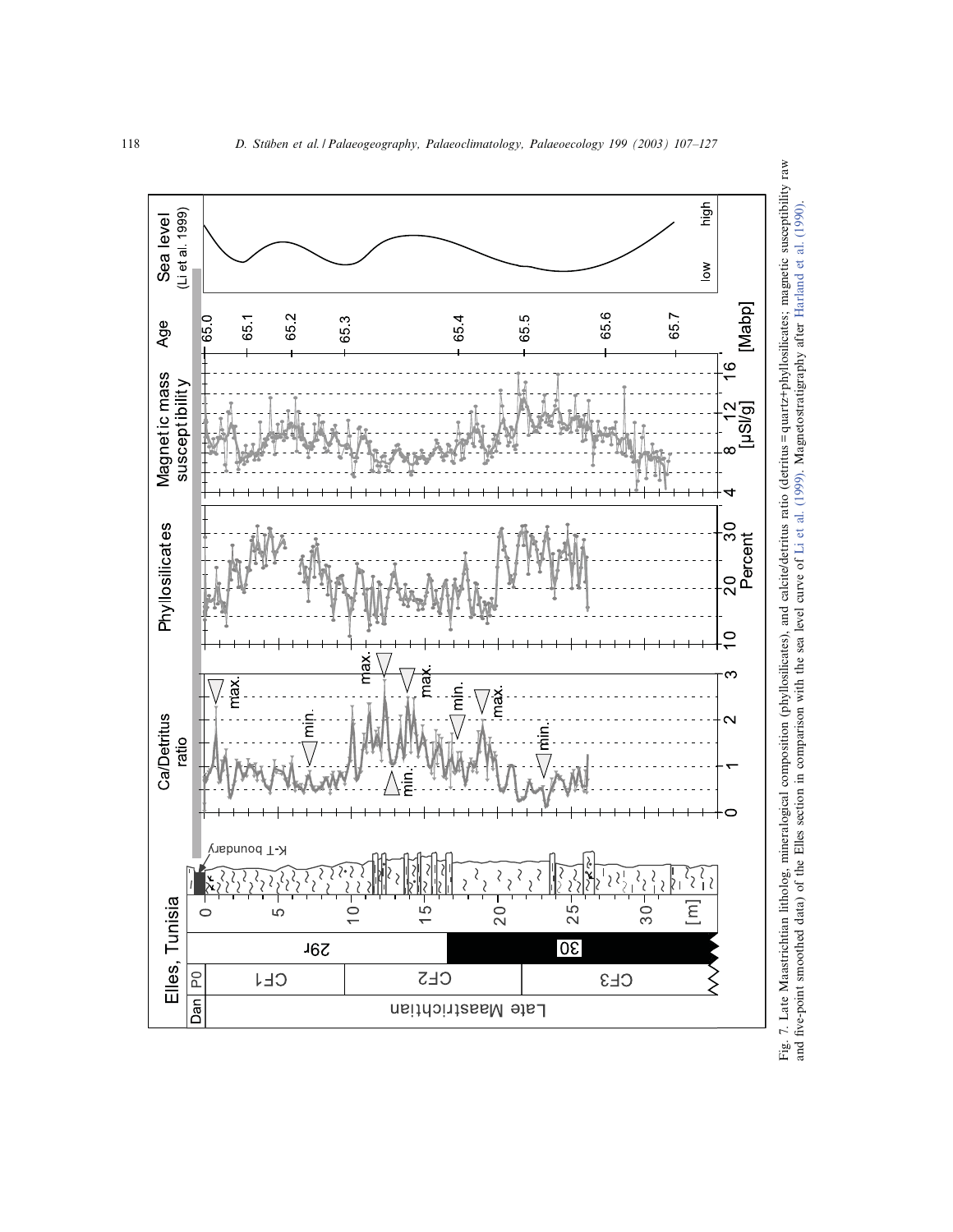Fig. 7. Late Maastrichtian litholog, mineralogical composition (phyllosilicates), and calcite/detritus ratio (detritus = quartz+phyllosilicates; magnetic susceptibility raw and five-point smoothed data) of the Elles section in comparison with the sea level curve of Li et al. (1999). Magnetostratigraphy after Harland et al. (1990).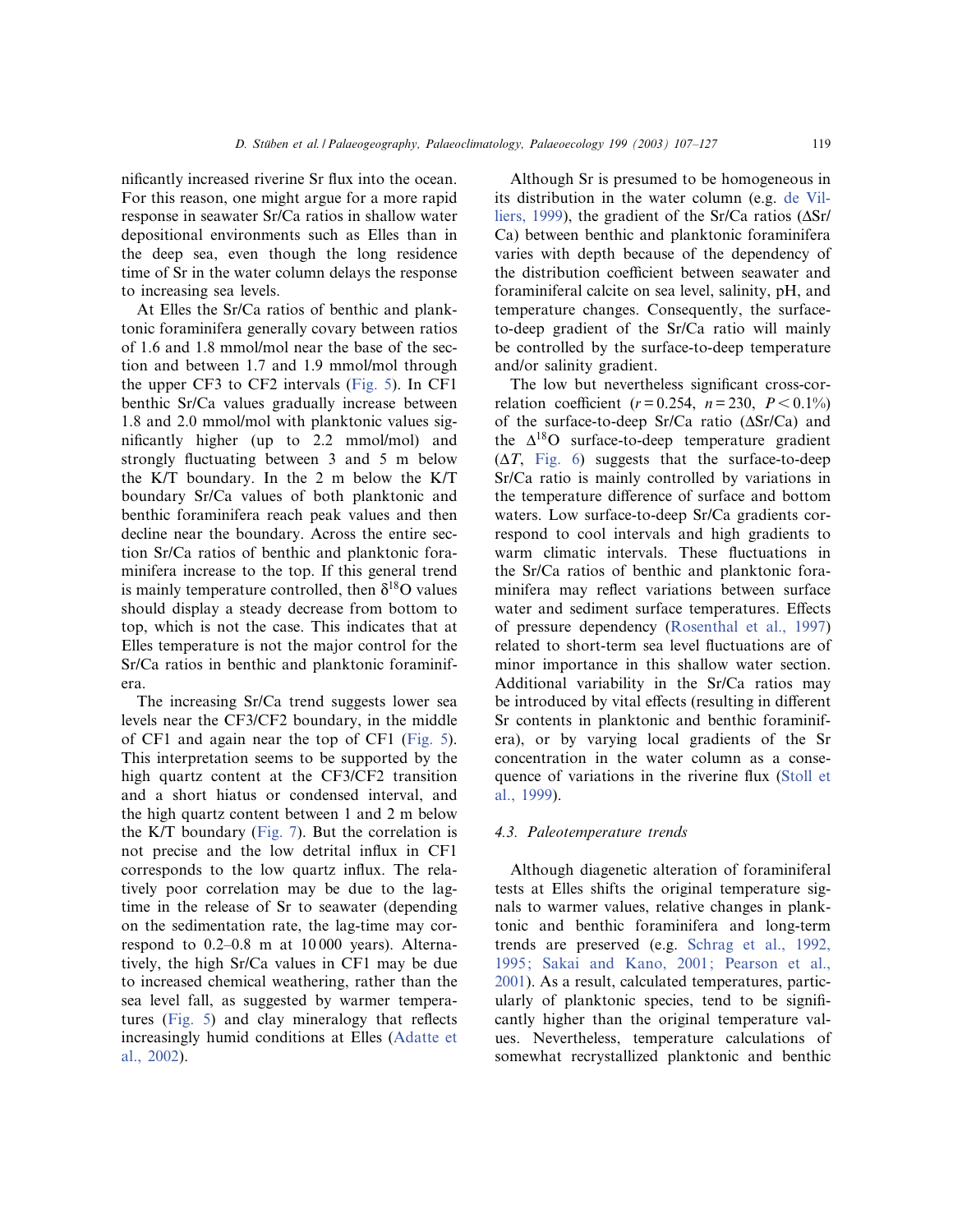nificantly increased riverine Sr flux into the ocean. For this reason, one might argue for a more rapid response in seawater Sr/Ca ratios in shallow water depositional environments such as Elles than in the deep sea, even though the long residence time of Sr in the water column delays the response to increasing sea levels.

At Elles the Sr/Ca ratios of benthic and planktonic foraminifera generally covary between ratios of 1.6 and 1.8 mmol/mol near the base of the section and between 1.7 and 1.9 mmol/mol through the upper CF3 to CF2 intervals (Fig. 5). In CF1 benthic Sr/Ca values gradually increase between 1.8 and 2.0 mmol/mol with planktonic values significantly higher (up to 2.2 mmol/mol) and strongly fluctuating between 3 and 5 m below the K/T boundary. In the 2 m below the K/T boundary Sr/Ca values of both planktonic and benthic foraminifera reach peak values and then decline near the boundary. Across the entire section Sr/Ca ratios of benthic and planktonic foraminifera increase to the top. If this general trend is mainly temperature controlled, then $\delta^{18}O$ values should display a steady decrease from bottom to top, which is not the case. This indicates that at Elles temperature is not the major control for the Sr/Ca ratios in benthic and planktonic foraminifera.

The increasing Sr/Ca trend suggests lower sea levels near the CF3/CF2 boundary, in the middle of CF1 and again near the top of CF1 (Fig. 5). This interpretation seems to be supported by the high quartz content at the CF3/CF2 transition and a short hiatus or condensed interval, and the high quartz content between 1 and 2 m below the K/T boundary (Fig. 7). But the correlation is not precise and the low detrital influx in CF1 corresponds to the low quartz influx. The relatively poor correlation may be due to the lag-time in the release of Sr to seawater (depending on the sedimentation rate, the lag-time may correspond to 0.2–0.8 m at 10 000 years). Alternatively, the high Sr/Ca values in CF1 may be due to increased chemical weathering, rather than the sea level fall, as suggested by warmer temperatures (Fig. 5) and clay mineralogy that reflects increasingly humid conditions at Elles (Adatte et al., 2002).

Although Sr is presumed to be homogeneous in its distribution in the water column (e.g. de Villiers, 1999), the gradient of the Sr/Ca ratios ($\Delta$Sr/Ca) between benthic and planktonic foraminifera varies with depth because of the dependency of the distribution coefficient between seawater and foraminiferal calcite on sea level, salinity, pH, and temperature changes. Consequently, the surface-to-deep gradient of the Sr/Ca ratio will mainly be controlled by the surface-to-deep temperature and/or salinity gradient.

The low but nevertheless significant cross-correlation coefficient ($r = 0.254$, $n = 230$, $P < 0.1\%$) of the surface-to-deep Sr/Ca ratio ($\Delta$Sr/Ca) and the $\Delta^{18}O$ surface-to-deep temperature gradient ($\Delta T$, Fig. 6) suggests that the surface-to-deep Sr/Ca ratio is mainly controlled by variations in the temperature difference of surface and bottom waters. Low surface-to-deep Sr/Ca gradients correspond to cool intervals and high gradients to warm climatic intervals. These fluctuations in the Sr/Ca ratios of benthic and planktonic foraminifera may reflect variations between surface water and sediment surface temperatures. Effects of pressure dependency (Rosenthal et al., 1997) related to short-term sea level fluctuations are of minor importance in this shallow water section. Additional variability in the Sr/Ca ratios may be introduced by vital effects (resulting in different Sr contents in planktonic and benthic foraminifera), or by varying local gradients of the Sr concentration in the water column as a consequence of variations in the riverine flux (Stoll et al., 1999).

### 4.3. *Paleotemperature trends*

Although diagenetic alteration of foraminiferal tests at Elles shifts the original temperature signals to warmer values, relative changes in planktonic and benthic foraminifera and long-term trends are preserved (e.g. Schrag et al., 1992, 1995; Sakai and Kano, 2001; Pearson et al., 2001). As a result, calculated temperatures, particularly of planktonic species, tend to be significantly higher than the original temperature values. Nevertheless, temperature calculations of somewhat recrystallized planktonic and benthic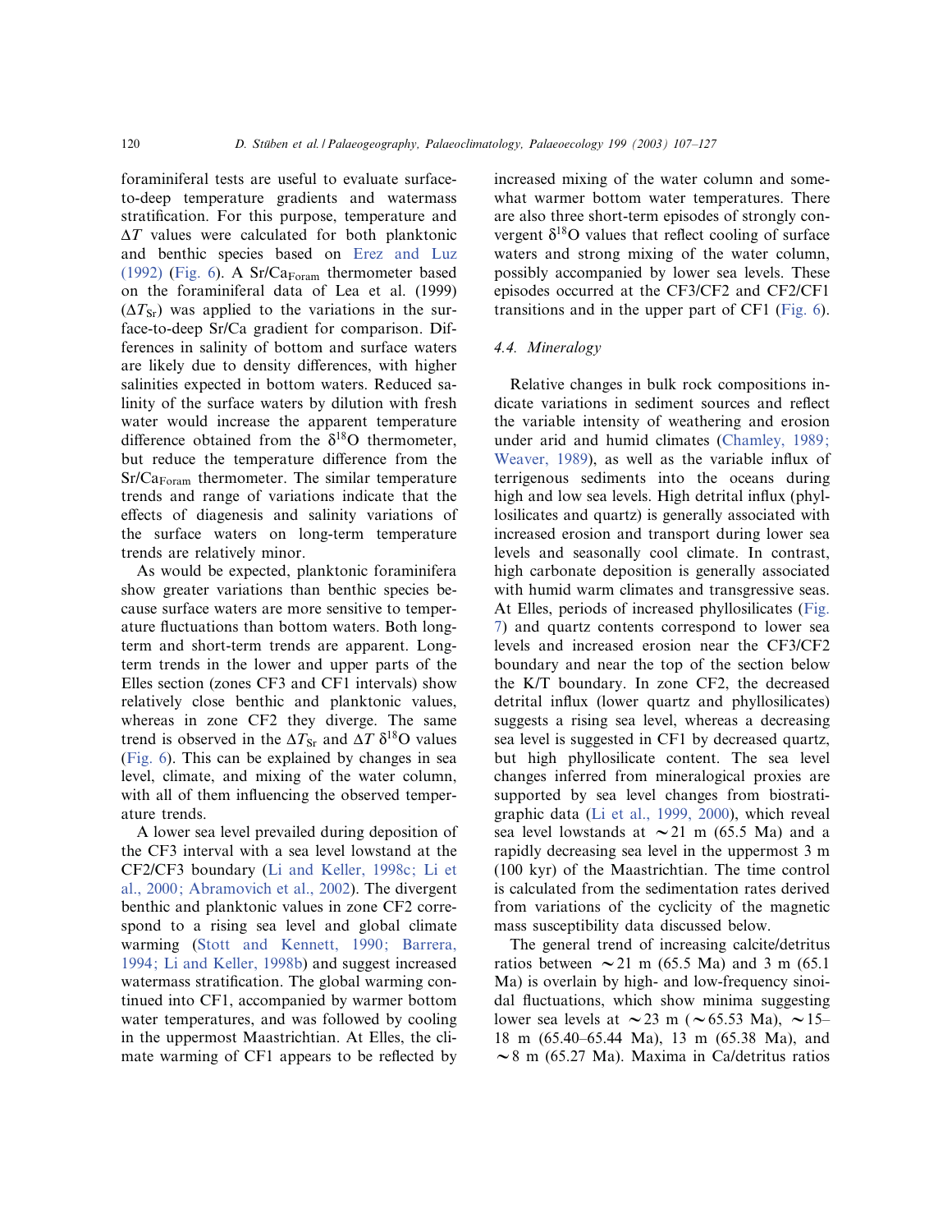foraminiferal tests are useful to evaluate surface-to-deep temperature gradients and watermass stratification. For this purpose, temperature and $\Delta T$ values were calculated for both planktonic and benthic species based on Erez and Luz (1992) (Fig. 6). A $Sr/Ca_{Foram}$ thermometer based on the foraminiferal data of Lea et al. (1999) ($\Delta T_{Sr}$) was applied to the variations in the surface-to-deep Sr/Ca gradient for comparison. Differences in salinity of bottom and surface waters are likely due to density differences, with higher salinities expected in bottom waters. Reduced salinity of the surface waters by dilution with fresh water would increase the apparent temperature difference obtained from the $\delta^{18}O$ thermometer, but reduce the temperature difference from the $Sr/Ca_{Foram}$ thermometer. The similar temperature trends and range of variations indicate that the effects of diagenesis and salinity variations of the surface waters on long-term temperature trends are relatively minor.

As would be expected, planktonic foraminifera show greater variations than benthic species because surface waters are more sensitive to temperature fluctuations than bottom waters. Both long-term and short-term trends are apparent. Long-term trends in the lower and upper parts of the Elles section (zones CF3 and CF1 intervals) show relatively close benthic and planktonic values, whereas in zone CF2 they diverge. The same trend is observed in the $\Delta T_{Sr}$ and $\Delta T$ $\delta^{18}O$ values (Fig. 6). This can be explained by changes in sea level, climate, and mixing of the water column, with all of them influencing the observed temperature trends.

A lower sea level prevailed during deposition of the CF3 interval with a sea level lowstand at the CF2/CF3 boundary (Li and Keller, 1998c; Li et al., 2000; Abramovich et al., 2002). The divergent benthic and planktonic values in zone CF2 correspond to a rising sea level and global climate warming (Stott and Kennett, 1990; Barrera, 1994; Li and Keller, 1998b) and suggest increased watermass stratification. The global warming continued into CF1, accompanied by warmer bottom water temperatures, and was followed by cooling in the uppermost Maastrichtian. At Elles, the climate warming of CF1 appears to be reflected by increased mixing of the water column and somewhat warmer bottom water temperatures. There are also three short-term episodes of strongly convergent $\delta^{18}O$ values that reflect cooling of surface waters and strong mixing of the water column, possibly accompanied by lower sea levels. These episodes occurred at the CF3/CF2 and CF2/CF1 transitions and in the upper part of CF1 (Fig. 6).

### 4.4. Mineralogy

Relative changes in bulk rock compositions indicate variations in sediment sources and reflect the variable intensity of weathering and erosion under arid and humid climates (Chamley, 1989; Weaver, 1989), as well as the variable influx of terrigenous sediments into the oceans during high and low sea levels. High detrital influx (phyllosilicates and quartz) is generally associated with increased erosion and transport during lower sea levels and seasonally cool climate. In contrast, high carbonate deposition is generally associated with humid warm climates and transgressive seas. At Elles, periods of increased phyllosilicates (Fig. 7) and quartz contents correspond to lower sea levels and increased erosion near the CF3/CF2 boundary and near the top of the section below the K/T boundary. In zone CF2, the decreased detrital influx (lower quartz and phyllosilicates) suggests a rising sea level, whereas a decreasing sea level is suggested in CF1 by decreased quartz, but high phyllosilicate content. The sea level changes inferred from mineralogical proxies are supported by sea level changes from biostratigraphic data (Li et al., 1999, 2000), which reveal sea level lowstands at ~21 m (65.5 Ma) and a rapidly decreasing sea level in the uppermost 3 m (100 kyr) of the Maastrichtian. The time control is calculated from the sedimentation rates derived from variations of the cyclicity of the magnetic mass susceptibility data discussed below.

The general trend of increasing calcite/detritus ratios between ~21 m (65.5 Ma) and 3 m (65.1 Ma) is overlain by high- and low-frequency sinoidal fluctuations, which show minima suggesting lower sea levels at ~23 m (~65.53 Ma), ~15–18 m (65.40–65.44 Ma), 13 m (65.38 Ma), and ~8 m (65.27 Ma). Maxima in Ca/detritus ratios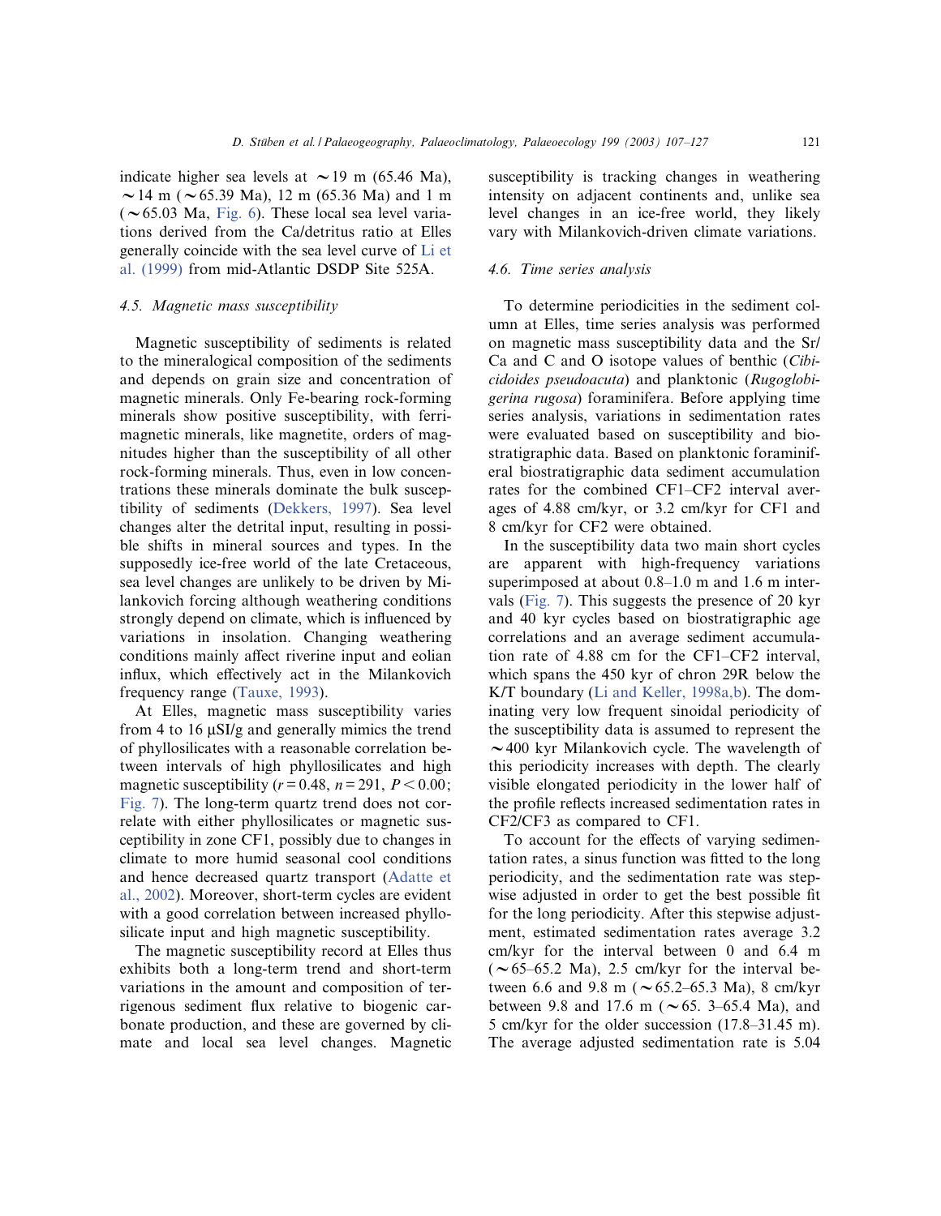indicate higher sea levels at ~19 m (65.46 Ma), ~14 m (~65.39 Ma), 12 m (65.36 Ma) and 1 m (~65.03 Ma, Fig. 6). These local sea level variations derived from the Ca/detritus ratio at Elles generally coincide with the sea level curve of Li et al. (1999) from mid-Atlantic DSDP Site 525A.

### 4.5. Magnetic mass susceptibility

Magnetic susceptibility of sediments is related to the mineralogical composition of the sediments and depends on grain size and concentration of magnetic minerals. Only Fe-bearing rock-forming minerals show positive susceptibility, with ferrimagnetic minerals, like magnetite, orders of magnitudes higher than the susceptibility of all other rock-forming minerals. Thus, even in low concentrations these minerals dominate the bulk susceptibility of sediments (Dekkers, 1997). Sea level changes alter the detrital input, resulting in possible shifts in mineral sources and types. In the supposedly ice-free world of the late Cretaceous, sea level changes are unlikely to be driven by Milankovich forcing although weathering conditions strongly depend on climate, which is influenced by variations in insolation. Changing weathering conditions mainly affect riverine input and eolian influx, which effectively act in the Milankovich frequency range (Tauxe, 1993).

At Elles, magnetic mass susceptibility varies from 4 to 16 μSI/g and generally mimics the trend of phyllosilicates with a reasonable correlation between intervals of high phyllosilicates and high magnetic susceptibility ($r = 0.48$, $n = 291$, $P < 0.00$; Fig. 7). The long-term quartz trend does not correlate with either phyllosilicates or magnetic susceptibility in zone CF1, possibly due to changes in climate to more humid seasonal cool conditions and hence decreased quartz transport (Adatte et al., 2002). Moreover, short-term cycles are evident with a good correlation between increased phyllosilicate input and high magnetic susceptibility.

The magnetic susceptibility record at Elles thus exhibits both a long-term trend and short-term variations in the amount and composition of terrigenous sediment flux relative to biogenic carbonate production, and these are governed by climate and local sea level changes. Magnetic susceptibility is tracking changes in weathering intensity on adjacent continents and, unlike sea level changes in an ice-free world, they likely vary with Milankovich-driven climate variations.

### 4.6. Time series analysis

To determine periodicities in the sediment column at Elles, time series analysis was performed on magnetic mass susceptibility data and the Sr/Ca and C and O isotope values of benthic (*Cibicidoides pseudoacuta*) and planktonic (*Rugoglobigerina rugosa*) foraminifera. Before applying time series analysis, variations in sedimentation rates were evaluated based on susceptibility and biostratigraphic data. Based on planktonic foraminiferal biostratigraphic data sediment accumulation rates for the combined CF1–CF2 interval averages of 4.88 cm/kyr, or 3.2 cm/kyr for CF1 and 8 cm/kyr for CF2 were obtained.

In the susceptibility data two main short cycles are apparent with high-frequency variations superimposed at about 0.8–1.0 m and 1.6 m intervals (Fig. 7). This suggests the presence of 20 kyr and 40 kyr cycles based on biostratigraphic age correlations and an average sediment accumulation rate of 4.88 cm for the CF1–CF2 interval, which spans the 450 kyr of chron 29R below the K/T boundary (Li and Keller, 1998a,b). The dominating very low frequent sinoidal periodicity of the susceptibility data is assumed to represent the ~400 kyr Milankovich cycle. The wavelength of this periodicity increases with depth. The clearly visible elongated periodicity in the lower half of the profile reflects increased sedimentation rates in CF2/CF3 as compared to CF1.

To account for the effects of varying sedimentation rates, a sinus function was fitted to the long periodicity, and the sedimentation rate was stepwise adjusted in order to get the best possible fit for the long periodicity. After this stepwise adjustment, estimated sedimentation rates average 3.2 cm/kyr for the interval between 0 and 6.4 m (~65–65.2 Ma), 2.5 cm/kyr for the interval between 6.6 and 9.8 m (~65.2–65.3 Ma), 8 cm/kyr between 9.8 and 17.6 m (~65. 3–65.4 Ma), and 5 cm/kyr for the older succession (17.8–31.45 m). The average adjusted sedimentation rate is 5.04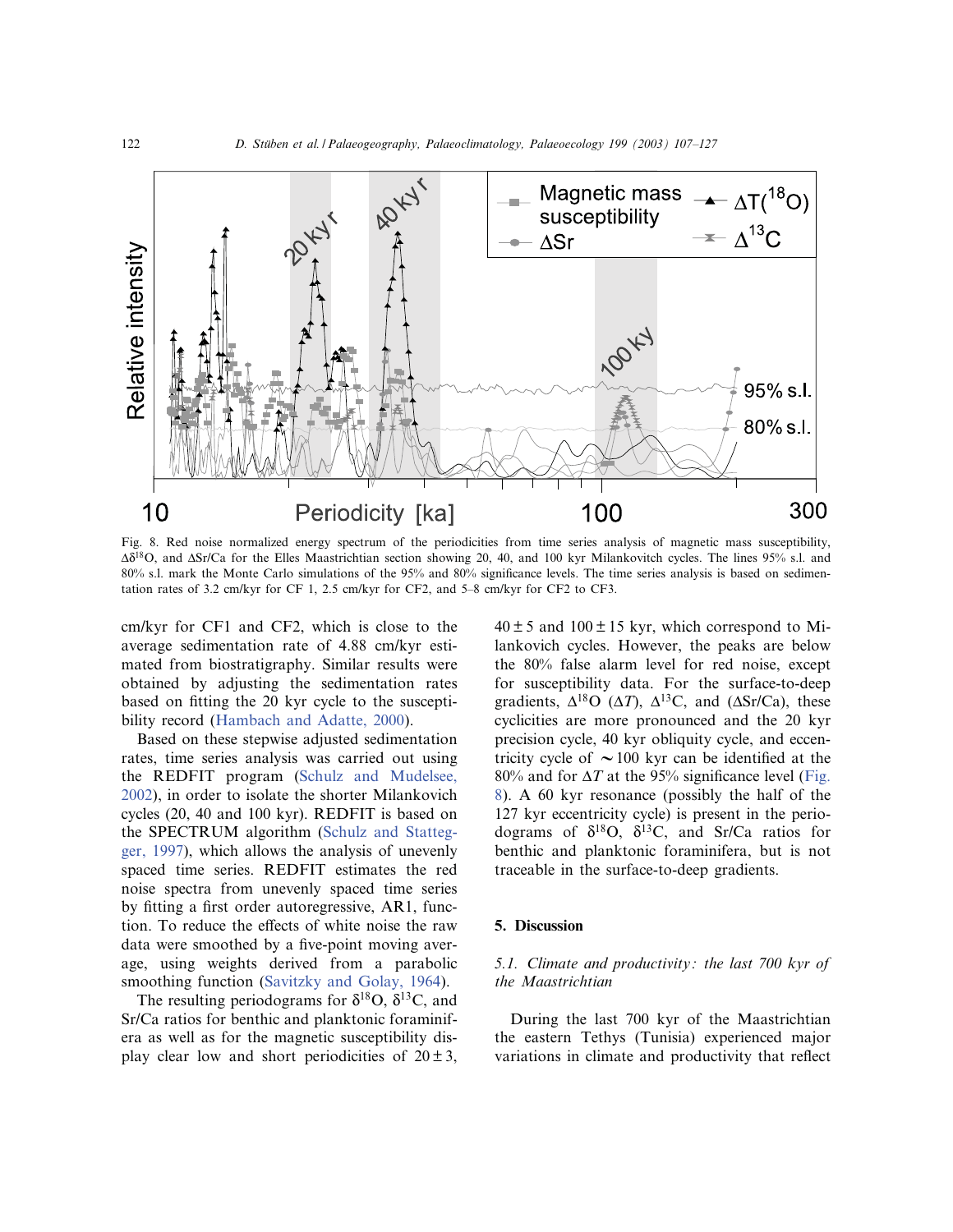Fig. 8. Red noise normalized energy spectrum of the periodicities from time series analysis of magnetic mass susceptibility, $\Delta\delta^{18}O$, and $\Delta$Sr/Ca for the Elles Maastrichtian section showing 20, 40, and 100 kyr Milankovitch cycles. The lines 95% s.l. and 80% s.l. mark the Monte Carlo simulations of the 95% and 80% significance levels. The time series analysis is based on sedimentation rates of 3.2 cm/kyr for CF 1, 2.5 cm/kyr for CF2, and 5–8 cm/kyr for CF2 to CF3.

cm/kyr for CF1 and CF2, which is close to the average sedimentation rate of 4.88 cm/kyr estimated from biostratigraphy. Similar results were obtained by adjusting the sedimentation rates based on fitting the 20 kyr cycle to the susceptibility record (Hambach and Adatte, 2000).

Based on these stepwise adjusted sedimentation rates, time series analysis was carried out using the REDFIT program (Schulz and Mudelsee, 2002), in order to isolate the shorter Milankovitch cycles (20, 40 and 100 kyr). REDFIT is based on the SPECTRUM algorithm (Schulz and Stattegger, 1997), which allows the analysis of unevenly spaced time series. REDFIT estimates the red noise spectra from unevenly spaced time series by fitting a first order autoregressive, AR1, function. To reduce the effects of white noise the raw data were smoothed by a five-point moving average, using weights derived from a parabolic smoothing function (Savitzky and Golay, 1964).

The resulting periodograms for $\delta^{18}O$, $\delta^{13}C$, and Sr/Ca ratios for benthic and planktonic foraminifera as well as for the magnetic susceptibility display clear low and short periodicities of $20 \pm 3$, $40 \pm 5$ and $100 \pm 15$ kyr, which correspond to Milankovich cycles. However, the peaks are below the 80% false alarm level for red noise, except for susceptibility data. For the surface-to-deep gradients, $\Delta^{18}O$ ($\Delta T$), $\Delta^{13}C$, and ($\Delta$Sr/Ca), these cyclicities are more pronounced and the 20 kyr precision cycle, 40 kyr obliquity cycle, and eccentricity cycle of $\sim 100$ kyr can be identified at the 80% and for $\Delta T$ at the 95% significance level (Fig. 8). A 60 kyr resonance (possibly the half of the 127 kyr eccentricity cycle) is present in the periodograms of $\delta^{18}O$, $\delta^{13}C$, and Sr/Ca ratios for benthic and planktonic foraminifera, but is not traceable in the surface-to-deep gradients.

## 5. Discussion

### *5.1. Climate and productivity: the last 700 kyr of the Maastrichtian*

During the last 700 kyr of the Maastrichtian the eastern Tethys (Tunisia) experienced major variations in climate and productivity that reflect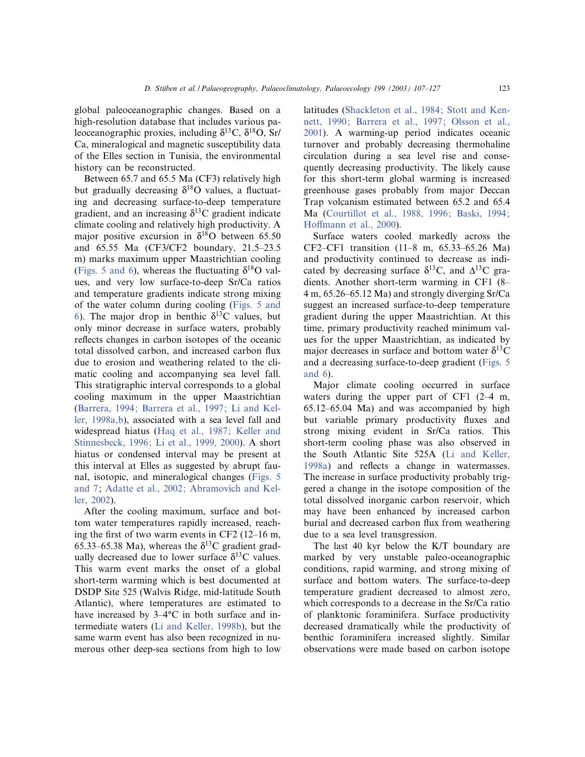global paleoceanographic changes. Based on a high-resolution database that includes various paleoceanographic proxies, including $\delta^{13}C$, $\delta^{18}O$, Sr/Ca, mineralogical and magnetic susceptibility data of the Elles section in Tunisia, the environmental history can be reconstructed.

Between 65.7 and 65.5 Ma (CF3) relatively high but gradually decreasing $\delta^{18}O$ values, a fluctuating and decreasing surface-to-deep temperature gradient, and an increasing $\delta^{13}C$ gradient indicate climate cooling and relatively high productivity. A major positive excursion in $\delta^{18}O$ between 65.50 and 65.55 Ma (CF3/CF2 boundary, 21.5–23.5 m) marks maximum upper Maastrichtian cooling (Figs. 5 and 6), whereas the fluctuating $\delta^{18}O$ values, and very low surface-to-deep Sr/Ca ratios and temperature gradients indicate strong mixing of the water column during cooling (Figs. 5 and 6). The major drop in benthic $\delta^{13}C$ values, but only minor decrease in surface waters, probably reflects changes in carbon isotopes of the oceanic total dissolved carbon, and increased carbon flux due to erosion and weathering related to the climatic cooling and accompanying sea level fall. This stratigraphic interval corresponds to a global cooling maximum in the upper Maastrichtian (Barrera, 1994; Barrera et al., 1997; Li and Keller, 1998a,b), associated with a sea level fall and widespread hiatus (Haq et al., 1987; Keller and Stinnesbeck, 1996; Li et al., 1999, 2000). A short hiatus or condensed interval may be present at this interval at Elles as suggested by abrupt faunal, isotopic, and mineralogical changes (Figs. 5 and 7; Adatte et al., 2002; Abramovich and Keller, 2002).

After the cooling maximum, surface and bottom water temperatures rapidly increased, reaching the first of two warm events in CF2 (12–16 m, 65.33–65.38 Ma), whereas the $\delta^{13}C$ gradient gradually decreased due to lower surface $\delta^{13}C$ values. This warm event marks the onset of a global short-term warming which is best documented at DSDP Site 525 (Walvis Ridge, mid-latitude South Atlantic), where temperatures are estimated to have increased by 3–4°C in both surface and intermediate waters (Li and Keller, 1998b), but the same warm event has also been recognized in numerous other deep-sea sections from high to low latitudes (Shackleton et al., 1984; Stott and Kennett, 1990; Barrera et al., 1997; Olsson et al., 2001). A warming-up period indicates oceanic turnover and probably decreasing thermohaline circulation during a sea level rise and consequently decreasing productivity. The likely cause for this short-term global warming is increased greenhouse gases probably from major Deccan Trap volcanism estimated between 65.2 and 65.4 Ma (Courtillot et al., 1988, 1996; Baski, 1994; Hoffmann et al., 2000).

Surface waters cooled markedly across the CF2–CF1 transition (11–8 m, 65.33–65.26 Ma) and productivity continued to decrease as indicated by decreasing surface $\delta^{13}C$, and $\Delta^{13}C$ gradients. Another short-term warming in CF1 (8–4 m, 65.26–65.12 Ma) and strongly diverging Sr/Ca suggest an increased surface-to-deep temperature gradient during the upper Maastrichtian. At this time, primary productivity reached minimum values for the upper Maastrichtian, as indicated by major decreases in surface and bottom water $\delta^{13}C$ and a decreasing surface-to-deep gradient (Figs. 5 and 6).

Major climate cooling occurred in surface waters during the upper part of CF1 (2–4 m, 65.12–65.04 Ma) and was accompanied by high but variable primary productivity fluxes and strong mixing evident in Sr/Ca ratios. This short-term cooling phase was also observed in the South Atlantic Site 525A (Li and Keller, 1998a) and reflects a change in watermasses. The increase in surface productivity probably triggered a change in the isotope composition of the total dissolved inorganic carbon reservoir, which may have been enhanced by increased carbon burial and decreased carbon flux from weathering due to a sea level transgression.

The last 40 kyr below the K/T boundary are marked by very unstable paleo-oceanographic conditions, rapid warming, and strong mixing of surface and bottom waters. The surface-to-deep temperature gradient decreased to almost zero, which corresponds to a decrease in the Sr/Ca ratio of planktonic foraminifera. Surface productivity decreased dramatically while the productivity of benthic foraminifera increased slightly. Similar observations were made based on carbon isotope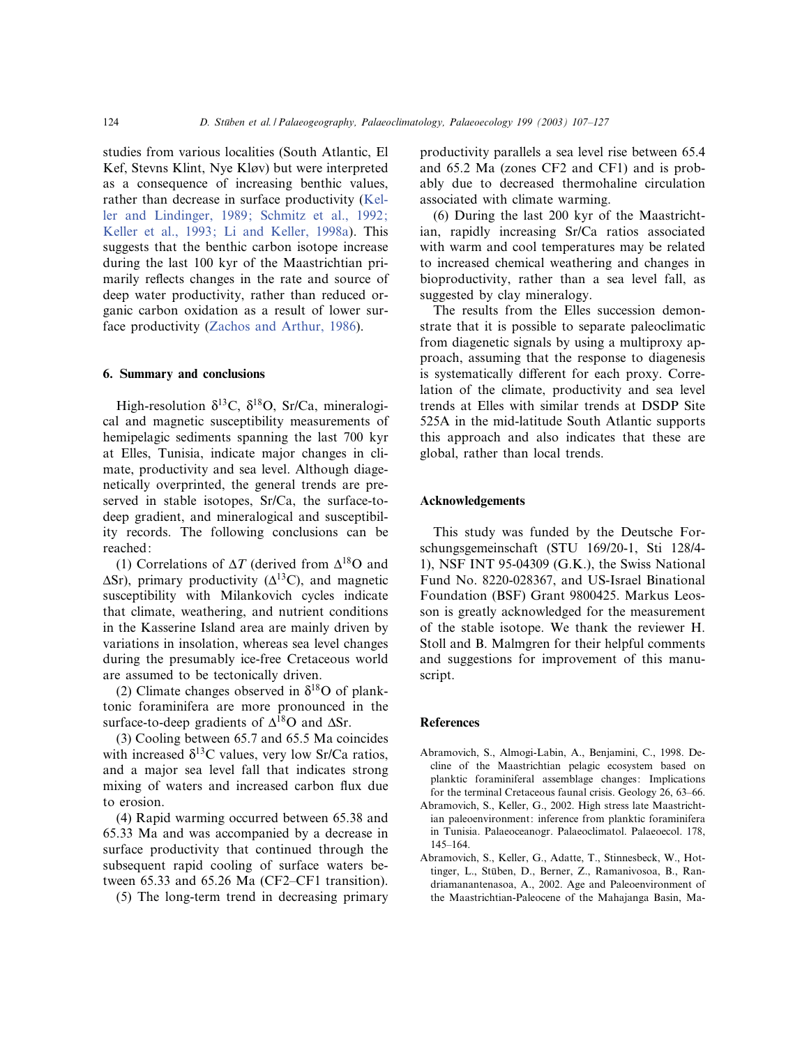studies from various localities (South Atlantic, El Kef, Stevns Klint, Nye Kløv) but were interpreted as a consequence of increasing benthic values, rather than decrease in surface productivity (Keller and Lindinger, 1989; Schmitz et al., 1992; Keller et al., 1993; Li and Keller, 1998a). This suggests that the benthic carbon isotope increase during the last 100 kyr of the Maastrichtian primarily reflects changes in the rate and source of deep water productivity, rather than reduced organic carbon oxidation as a result of lower surface productivity (Zachos and Arthur, 1986).

## 6. Summary and conclusions

High-resolution $\delta^{13}C$, $\delta^{18}O$, Sr/Ca, mineralogical and magnetic susceptibility measurements of hemipelagic sediments spanning the last 700 kyr at Elles, Tunisia, indicate major changes in climate, productivity and sea level. Although diagenetically overprinted, the general trends are preserved in stable isotopes, Sr/Ca, the surface-to-deep gradient, and mineralogical and susceptibility records. The following conclusions can be reached:

(1) Correlations of $\Delta T$ (derived from $\Delta^{18}O$ and $\Delta Sr$), primary productivity ($\Delta^{13}C$), and magnetic susceptibility with Milankovich cycles indicate that climate, weathering, and nutrient conditions in the Kasserine Island area are mainly driven by variations in insolation, whereas sea level changes during the presumably ice-free Cretaceous world are assumed to be tectonically driven.

(2) Climate changes observed in $\delta^{18}O$ of planktonic foraminifera are more pronounced in the surface-to-deep gradients of $\Delta^{18}O$ and $\Delta Sr$.

(3) Cooling between 65.7 and 65.5 Ma coincides with increased $\delta^{13}C$ values, very low Sr/Ca ratios, and a major sea level fall that indicates strong mixing of waters and increased carbon flux due to erosion.

(4) Rapid warming occurred between 65.38 and 65.33 Ma and was accompanied by a decrease in surface productivity that continued through the subsequent rapid cooling of surface waters between 65.33 and 65.26 Ma (CF2–CF1 transition).

(5) The long-term trend in decreasing primary productivity parallels a sea level rise between 65.4 and 65.2 Ma (zones CF2 and CF1) and is probably due to decreased thermohaline circulation associated with climate warming.

(6) During the last 200 kyr of the Maastrichtian, rapidly increasing Sr/Ca ratios associated with warm and cool temperatures may be related to increased chemical weathering and changes in bioproductivity, rather than a sea level fall, as suggested by clay mineralogy.

The results from the Elles succession demonstrate that it is possible to separate paleoclimatic from diagenetic signals by using a multiproxy approach, assuming that the response to diagenesis is systematically different for each proxy. Correlation of the climate, productivity and sea level trends at Elles with similar trends at DSDP Site 525A in the mid-latitude South Atlantic supports this approach and also indicates that these are global, rather than local trends.

## Acknowledgements

This study was funded by the Deutsche Forschungsgemeinschaft (STU 169/20-1, Sti 128/4-1), NSF INT 95-04309 (G.K.), the Swiss National Fund No. 8220-028367, and US-Israel Binational Foundation (BSF) Grant 9800425. Markus Leosson is greatly acknowledged for the measurement of the stable isotope. We thank the reviewer H. Stoll and B. Malmgren for their helpful comments and suggestions for improvement of this manuscript.

## References

Abramovich, S., Almogi-Labin, A., Benjamini, C., 1998. Decline of the Maastrichtian pelagic ecosystem based on planktic foraminiferal assemblage changes: Implications for the terminal Cretaceous faunal crisis. Geology 26, 63–66.

Abramovich, S., Keller, G., 2002. High stress late Maastrichtian paleoenvironment: inference from planktic foraminifera in Tunisia. Palaeoceanogr. Palaeoclimatol. Palaeoecol. 178, 145–164.

Abramovich, S., Keller, G., Adatte, T., Stinnesbeck, W., Hottinger, L., Stüben, D., Berner, Z., Ramanivosoa, B., Randriamanantenasoa, A., 2002. Age and Paleoenvironment of the Maastrichtian-Paleocene of the Mahajanga Basin, Ma-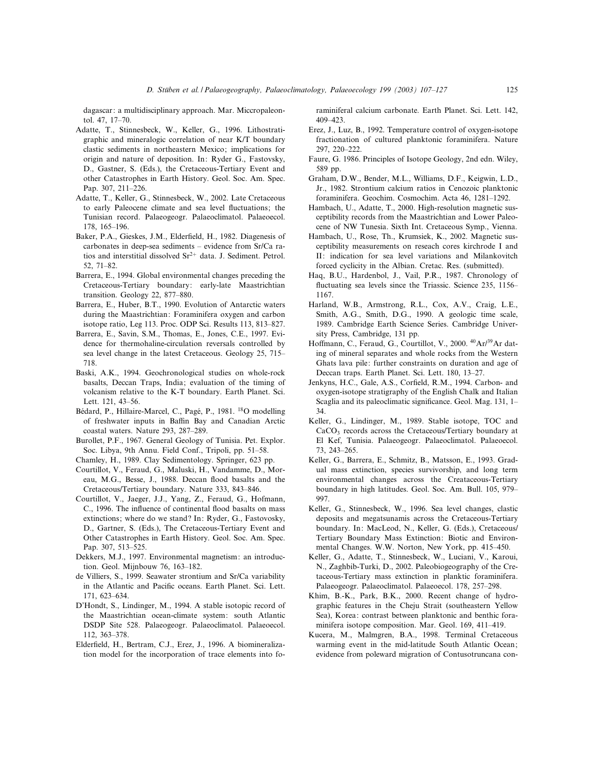dagascar: a multidisciplinary approach. Mar. Miccropaleontol. 47, 17–70.

Adatte, T., Stinnesbeck, W., Keller, G., 1996. Lithostratigraphic and mineralogic correlation of near K/T boundary clastic sediments in northeastern Mexico; implications for origin and nature of deposition. In: Ryder G., Fastovsky, D., Gastner, S. (Eds.), the Cretaceous-Tertiary Event and other Catastrophes in Earth History. Geol. Soc. Am. Spec. Pap. 307, 211–226.

Adatte, T., Keller, G., Stinnesbeck, W., 2002. Late Cretaceous to early Paleocene climate and sea level fluctuations; the Tunisian record. Palaeogeogr. Palaeoclimatol. Palaeoecol. 178, 165–196.

Baker, P.A., Gieskes, J.M., Elderfield, H., 1982. Diagenesis of carbonates in deep-sea sediments – evidence from Sr/Ca ratios and interstitial dissolved $Sr^{2+}$ data. J. Sediment. Petrol. 52, 71–82.

Barrera, E., 1994. Global environmental changes preceding the Cretaceous-Tertiary boundary: early-late Maastrichtian transition. Geology 22, 877–880.

Barrera, E., Huber, B.T., 1990. Evolution of Antarctic waters during the Maastrichtian: Foraminifera oxygen and carbon isotope ratio, Leg 113. Proc. ODP Sci. Results 113, 813–827.

Barrera, E., Savin, S.M., Thomas, E., Jones, C.E., 1997. Evidence for thermohaline-circulation reversals controlled by sea level change in the latest Cretaceous. Geology 25, 715–718.

Baski, A.K., 1994. Geochronological studies on whole-rock basalts, Deccan Traps, India; evaluation of the timing of volcanism relative to the K-T boundary. Earth Planet. Sci. Lett. 121, 43–56.

Bédard, P., Hillaire-Marcel, C., Pagé, P., 1981. $^{18}O$ modelling of freshwater inputs in Baffin Bay and Canadian Arctic coastal waters. Nature 293, 287–289.

Burollet, P.F., 1967. General Geology of Tunisia. Pet. Explor. Soc. Libya, 9th Annu. Field Conf., Tripoli, pp. 51–58.

Chamley, H., 1989. Clay Sedimentology. Springer, 623 pp.

Courtillot, V., Feraud, G., Maluski, H., Vandamme, D., Moreau, M.G., Besse, J., 1988. Deccan flood basalts and the Cretaceous/Tertiary boundary. Nature 333, 843–846.

Courtillot, V., Jaeger, J.J., Yang, Z., Feraud, G., Hofmann, C., 1996. The influence of continental flood basalts on mass extinctions; where do we stand? In: Ryder, G., Fastovsky, D., Gartner, S. (Eds.), The Cretaceous-Tertiary Event and Other Catastrophes in Earth History. Geol. Soc. Am. Spec. Pap. 307, 513–525.

Dekkers, M.J., 1997. Environmental magnetism: an introduction. Geol. Mijnbouw 76, 163–182.

de Villiers, S., 1999. Seawater strontium and Sr/Ca variability in the Atlantic and Pacific oceans. Earth Planet. Sci. Lett. 171, 623–634.

D'Hondt, S., Lindinger, M., 1994. A stable isotopic record of the Maastrichtian ocean-climate system: south Atlantic DSDP Site 528. Palaeogeogr. Palaeoclimatol. Palaeoecol. 112, 363–378.

Elderfield, H., Bertram, C.J., Erez, J., 1996. A biomineralization model for the incorporation of trace elements into foraminiferal calcium carbonate. Earth Planet. Sci. Lett. 142, 409–423.

Erez, J., Luz, B., 1992. Temperature control of oxygen-isotope fractionation of cultured planktonic foraminifera. Nature 297, 220–222.

Faure, G. 1986. Principles of Isotope Geology, 2nd edn. Wiley, 589 pp.

Graham, D.W., Bender, M.L., Williams, D.F., Keigwin, L.D., Jr., 1982. Strontium calcium ratios in Cenozoic planktonic foraminifera. Geochim. Cosmochim. Acta 46, 1281–1292.

Hambach, U., Adatte, T., 2000. High-resolution magnetic susceptibility records from the Maastrichtian and Lower Paleocene of NW Tunesia. Sixth Int. Cretaceous Symp., Vienna.

Hambach, U., Rose, Th., Krumsiek, K., 2002. Magnetic susceptibility measurements on reseach cores kirchrode I and II: indication for sea level variations and Milankovitch forced cyclicity in the Albian. Cretac. Res. (submitted).

Haq, B.U., Hardenbol, J., Vail, P.R., 1987. Chronology of fluctuating sea levels since the Triassic. Science 235, 1156–1167.

Harland, W.B., Armstrong, R.L., Cox, A.V., Craig, L.E., Smith, A.G., Smith, D.G., 1990. A geologic time scale, 1989. Cambridge Earth Science Series. Cambridge University Press, Cambridge, 131 pp.

Hoffmann, C., Feraud, G., Courtillot, V., 2000. $^{40}Ar/^{39}Ar$ dating of mineral separates and whole rocks from the Western Ghats lava pile: further constraints on duration and age of Deccan traps. Earth Planet. Sci. Lett. 180, 13–27.

Jenkyns, H.C., Gale, A.S., Corfield, R.M., 1994. Carbon- and oxygen-isotope stratigraphy of the English Chalk and Italian Scaglia and its paleoclimatic significance. Geol. Mag. 131, 1–34.

Keller, G., Lindinger, M., 1989. Stable isotope, TOC and $CaCO_3$ records across the Cretaceous/Tertiary boundary at El Kef, Tunisia. Palaeogeogr. Palaeoclimatol. Palaeoecol. 73, 243–265.

Keller, G., Barrera, E., Schmitz, B., Matsson, E., 1993. Gradual mass extinction, species survivorship, and long term environmental changes across the Creataceous-Tertiary boundary in high latitudes. Geol. Soc. Am. Bull. 105, 979–997.

Keller, G., Stinnesbeck, W., 1996. Sea level changes, clastic deposits and megatsunamis across the Cretaceous-Tertiary boundary. In: MacLeod, N., Keller, G. (Eds.), Cretaceous/Tertiary Boundary Mass Extinction: Biotic and Environmental Changes. W.W. Norton, New York, pp. 415–450.

Keller, G., Adatte, T., Stinnesbeck, W., Luciani, V., Karoui, N., Zaghbib-Turki, D., 2002. Paleobiogeography of the Cretaceous-Tertiary mass extinction in planktic foraminifera. Palaeogeogr. Palaeoclimatol. Palaeoecol. 178, 257–298.

Khim, B.-K., Park, B.K., 2000. Recent change of hydrographic features in the Cheju Strait (southeastern Yellow Sea), Korea: contrast between planktonic and benthic foraminifera isotope composition. Mar. Geol. 169, 411–419.

Kucera, M., Malmgren, B.A., 1998. Terminal Cretaceous warming event in the mid-latitude South Atlantic Ocean; evidence from poleward migration of Contusotruncana con-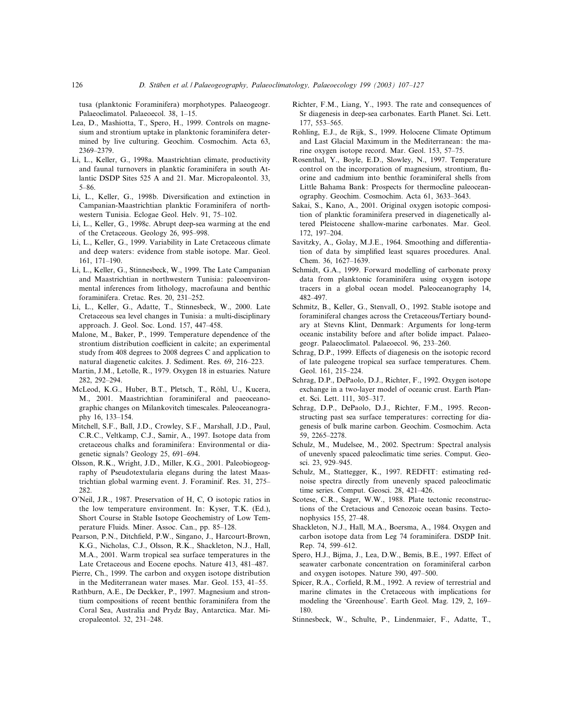tusa (planktonic Foraminifera) morphotypes. Palaeogeogr. Palaeoclimatol. Palaeoecol. 38, 1–15.

Lea, D., Mashiotta, T., Spero, H., 1999. Controls on magnesium and strontium uptake in planktonic foraminifera determined by live culturing. Geochim. Cosmochim. Acta 63, 2369–2379.

Li, L., Keller, G., 1998a. Maastrichtian climate, productivity and faunal turnovers in planktic foraminifera in south Atlantic DSDP Sites 525 A and 21. Mar. Micropaleontol. 33, 5–86.

Li, L., Keller, G., 1998b. Diversification and extinction in Campanian-Maastrichtian planktic Foraminifera of northwestern Tunisia. Eclogae Geol. Helv. 91, 75–102.

Li, L., Keller, G., 1998c. Abrupt deep-sea warming at the end of the Cretaceous. Geology 26, 995–998.

Li, L., Keller, G., 1999. Variability in Late Cretaceous climate and deep waters: evidence from stable isotope. Mar. Geol. 161, 171–190.

Li, L., Keller, G., Stinnesbeck, W., 1999. The Late Campanian and Maastrichtian in northwestern Tunisia: paleoenvironmental inferences from lithology, macrofauna and benthic foraminifera. Cretac. Res. 20, 231–252.

Li, L., Keller, G., Adatte, T., Stinnesbeck, W., 2000. Late Cretaceous sea level changes in Tunisia: a multi-disciplinary approach. J. Geol. Soc. Lond. 157, 447–458.

Malone, M., Baker, P., 1999. Temperature dependence of the strontium distribution coefficient in calcite; an experimental study from 408 degrees to 2008 degrees C and application to natural diagenetic calcites. J. Sediment. Res. 69, 216–223.

Martin, J.M., Letolle, R., 1979. Oxygen 18 in estuaries. Nature 282, 292–294.

McLeod, K.G., Huber, B.T., Pletsch, T., Röhl, U., Kucera, M., 2001. Maastrichtian foraminiferal and paeoceanographic changes on Milankovitch timescales. Paleoceanography 16, 133–154.

Mitchell, S.F., Ball, J.D., Crowley, S.F., Marshall, J.D., Paul, C.R.C., Veltkamp, C.J., Samir, A., 1997. Isotope data from cretaceous chalks and foraminifera: Environmental or diagenetic signals? Geology 25, 691–694.

Olsson, R.K., Wright, J.D., Miller, K.G., 2001. Paleobiogeography of Pseudotextularia elegans during the latest Maastrichtian global warming event. J. Foraminif. Res. 31, 275–282.

O'Neil, J.R., 1987. Preservation of H, C, O isotopic ratios in the low temperature environment. In: Kyser, T.K. (Ed.), Short Course in Stable Isotope Geochemistry of Low Temperature Fluids. Miner. Assoc. Can., pp. 85–128.

Pearson, P.N., Ditchfield, P.W., Singano, J., Harcourt-Brown, K.G., Nicholas, C.J., Olsson, R.K., Shackleton, N.J., Hall, M.A., 2001. Warm tropical sea surface temperatures in the Late Cretaceous and Eocene epochs. Nature 413, 481–487.

Pierre, Ch., 1999. The carbon and oxygen isotope distribution in the Mediterranean water mases. Mar. Geol. 153, 41–55.

Rathburn, A.E., De Deckker, P., 1997. Magnesium and strontium compositions of recent benthic foraminifera from the Coral Sea, Australia and Prydz Bay, Antarctica. Mar. Micropaleontol. 32, 231–248.

Richter, F.M., Liang, Y., 1993. The rate and consequences of Sr diagenesis in deep-sea carbonates. Earth Planet. Sci. Lett. 177, 553–565.

Rohling, E.J., de Rijk, S., 1999. Holocene Climate Optimum and Last Glacial Maximum in the Mediterranean: the marine oxygen isotope record. Mar. Geol. 153, 57–75.

Rosenthal, Y., Boyle, E.D., Slowley, N., 1997. Temperature control on the incorporation of magnesium, strontium, fluorine and cadmium into benthic foraminiferal shells from Little Bahama Bank: Prospects for thermocline paleoceanography. Geochim. Cosmochim. Acta 61, 3633–3643.

Sakai, S., Kano, A., 2001. Original oxygen isotopic composition of planktic foraminifera preserved in diagenetically altered Pleistocene shallow-marine carbonates. Mar. Geol. 172, 197–204.

Savitzky, A., Golay, M.J.E., 1964. Smoothing and differentiation of data by simplified least squares procedures. Anal. Chem. 36, 1627–1639.

Schmidt, G.A., 1999. Forward modelling of carbonate proxy data from planktonic foraminifera using oxygen isotope tracers in a global ocean model. Paleoceanography 14, 482–497.

Schmitz, B., Keller, G., Stenvall, O., 1992. Stable isotope and foraminiferal changes across the Cretaceous/Tertiary boundary at Stevns Klint, Denmark: Arguments for long-term oceanic instability before and after bolide impact. Palaeogeogr. Palaeoclimatol. Palaeoecol. 96, 233–260.

Schrag, D.P., 1999. Effects of diagenesis on the isotopic record of late paleogene tropical sea surface temperatures. Chem. Geol. 161, 215–224.

Schrag, D.P., DePaolo, D.J., Richter, F., 1992. Oxygen isotope exchange in a two-layer model of oceanic crust. Earth Planet. Sci. Lett. 111, 305–317.

Schrag, D.P., DePaolo, D.J., Richter, F.M., 1995. Reconstructing past sea surface temperatures: correcting for diagenesis of bulk marine carbon. Geochim. Cosmochim. Acta 59, 2265–2278.

Schulz, M., Mudelsee, M., 2002. Spectrum: Spectral analysis of unevenly spaced paleoclimatic time series. Comput. Geosci. 23, 929–945.

Schulz, M., Stattegger, K., 1997. REDFIT: estimating red-noise spectra directly from unevenly spaced paleoclimatic time series. Comput. Geosci. 28, 421–426.

Scotese, C.R., Sager, W.W., 1988. Plate tectonic reconstructions of the Cretacious and Cenozoic ocean basins. Tectonophysics 155, 27–48.

Shackleton, N.J., Hall, M.A., Boersma, A., 1984. Oxygen and carbon isotope data from Leg 74 foraminifera. DSDP Init. Rep. 74, 599–612.

Spero, H.J., Bijma, J., Lea, D.W., Bemis, B.E., 1997. Effect of seawater carbonate concentration on foraminiferal carbon and oxygen isotopes. Nature 390, 497–500.

Spicer, R.A., Corfield, R.M., 1992. A review of terrestrial and marine climates in the Cretaceous with implications for modeling the 'Greenhouse'. Earth Geol. Mag. 129, 2, 169–180.

Stinnesbeck, W., Schulte, P., Lindenmaier, F., Adatte, T.,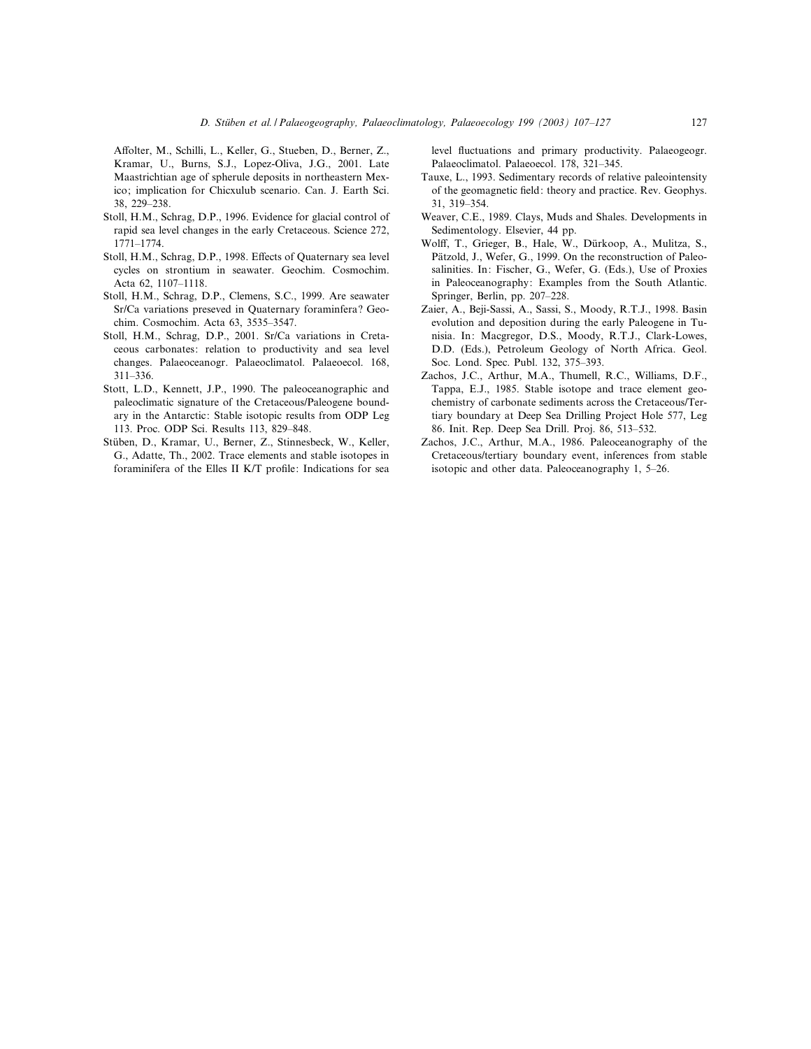Affolter, M., Schilli, L., Keller, G., Stueben, D., Berner, Z., Kramar, U., Burns, S.J., Lopez-Oliva, J.G., 2001. Late Maastrichtian age of spherule deposits in northeastern Mexico; implication for Chicxulub scenario. Can. J. Earth Sci. 38, 229–238.

Stoll, H.M., Schrag, D.P., 1996. Evidence for glacial control of rapid sea level changes in the early Cretaceous. Science 272, 1771–1774.

Stoll, H.M., Schrag, D.P., 1998. Effects of Quaternary sea level cycles on strontium in seawater. Geochim. Cosmochim. Acta 62, 1107–1118.

Stoll, H.M., Schrag, D.P., Clemens, S.C., 1999. Are seawater Sr/Ca variations preseved in Quaternary foraminfera? Geochim. Cosmochim. Acta 63, 3535–3547.

Stoll, H.M., Schrag, D.P., 2001. Sr/Ca variations in Cretaceous carbonates: relation to productivity and sea level changes. Palaeoceanogr. Palaeoclimatol. Palaeoecol. 168, 311–336.

Stott, L.D., Kennett, J.P., 1990. The paleoceanographic and paleoclimatic signature of the Cretaceous/Paleogene boundary in the Antarctic: Stable isotopic results from ODP Leg 113. Proc. ODP Sci. Results 113, 829–848.

Stüben, D., Kramar, U., Berner, Z., Stinnesbeck, W., Keller, G., Adatte, Th., 2002. Trace elements and stable isotopes in foraminifera of the Elles II K/T profile: Indications for sea level fluctuations and primary productivity. Palaeogeogr. Palaeoclimatol. Palaeoecol. 178, 321–345.

Tauxe, L., 1993. Sedimentary records of relative paleointensity of the geomagnetic field: theory and practice. Rev. Geophys. 31, 319–354.

Weaver, C.E., 1989. Clays, Muds and Shales. Developments in Sedimentology. Elsevier, 44 pp.

Wolff, T., Grieger, B., Hale, W., Dürkoop, A., Mulitza, S., Pätzold, J., Wefer, G., 1999. On the reconstruction of Paleosalinities. In: Fischer, G., Wefer, G. (Eds.), Use of Proxies in Paleoceanography: Examples from the South Atlantic. Springer, Berlin, pp. 207–228.

Zaier, A., Beji-Sassi, A., Sassi, S., Moody, R.T.J., 1998. Basin evolution and deposition during the early Paleogene in Tunisia. In: Macgregor, D.S., Moody, R.T.J., Clark-Lowes, D.D. (Eds.), Petroleum Geology of North Africa. Geol. Soc. Lond. Spec. Publ. 132, 375–393.

Zachos, J.C., Arthur, M.A., Thumell, R.C., Williams, D.F., Tappa, E.J., 1985. Stable isotope and trace element geochemistry of carbonate sediments across the Cretaceous/Tertiary boundary at Deep Sea Drilling Project Hole 577, Leg 86. Init. Rep. Deep Sea Drill. Proj. 86, 513–532.

Zachos, J.C., Arthur, M.A., 1986. Paleoceanography of the Cretaceous/tertiary boundary event, inferences from stable isotopic and other data. Paleoceanography 1, 5–26.